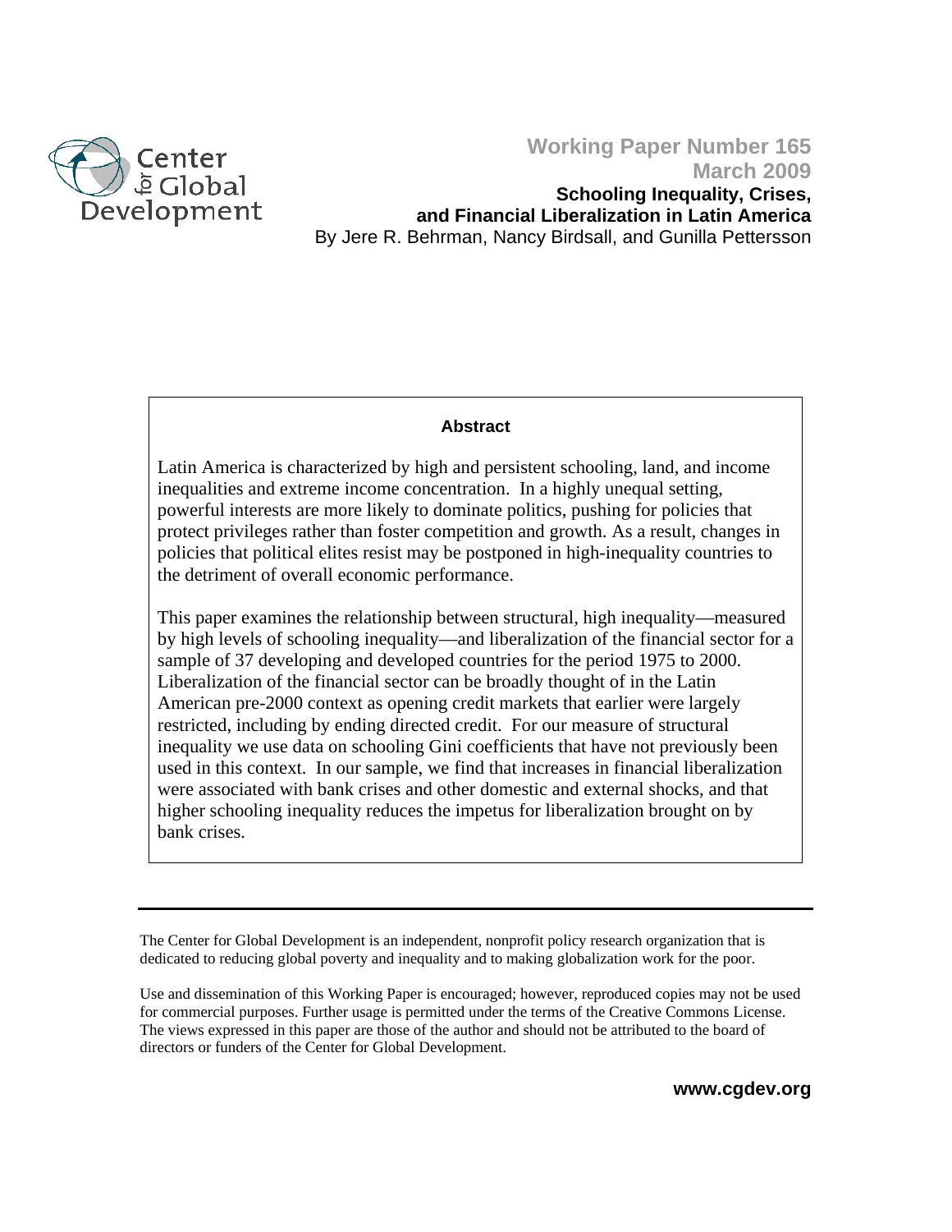Center for Global Development

**Working Paper Number 165**
**March 2009**

# Schooling Inequality, Crises, and Financial Liberalization in Latin America

By Jere R. Behrman, Nancy Birdsall, and Gunilla Pettersson

## Abstract

Latin America is characterized by high and persistent schooling, land, and income inequalities and extreme income concentration. In a highly unequal setting, powerful interests are more likely to dominate politics, pushing for policies that protect privileges rather than foster competition and growth. As a result, changes in policies that political elites resist may be postponed in high-inequality countries to the detriment of overall economic performance.

This paper examines the relationship between structural, high inequality—measured by high levels of schooling inequality—and liberalization of the financial sector for a sample of 37 developing and developed countries for the period 1975 to 2000. Liberalization of the financial sector can be broadly thought of in the Latin American pre-2000 context as opening credit markets that earlier were largely restricted, including by ending directed credit. For our measure of structural inequality we use data on schooling Gini coefficients that have not previously been used in this context. In our sample, we find that increases in financial liberalization were associated with bank crises and other domestic and external shocks, and that higher schooling inequality reduces the impetus for liberalization brought on by bank crises.

---

The Center for Global Development is an independent, nonprofit policy research organization that is dedicated to reducing global poverty and inequality and to making globalization work for the poor.

Use and dissemination of this Working Paper is encouraged; however, reproduced copies may not be used for commercial purposes. Further usage is permitted under the terms of the Creative Commons License. The views expressed in this paper are those of the author and should not be attributed to the board of directors or funders of the Center for Global Development.

**www.cgdev.org**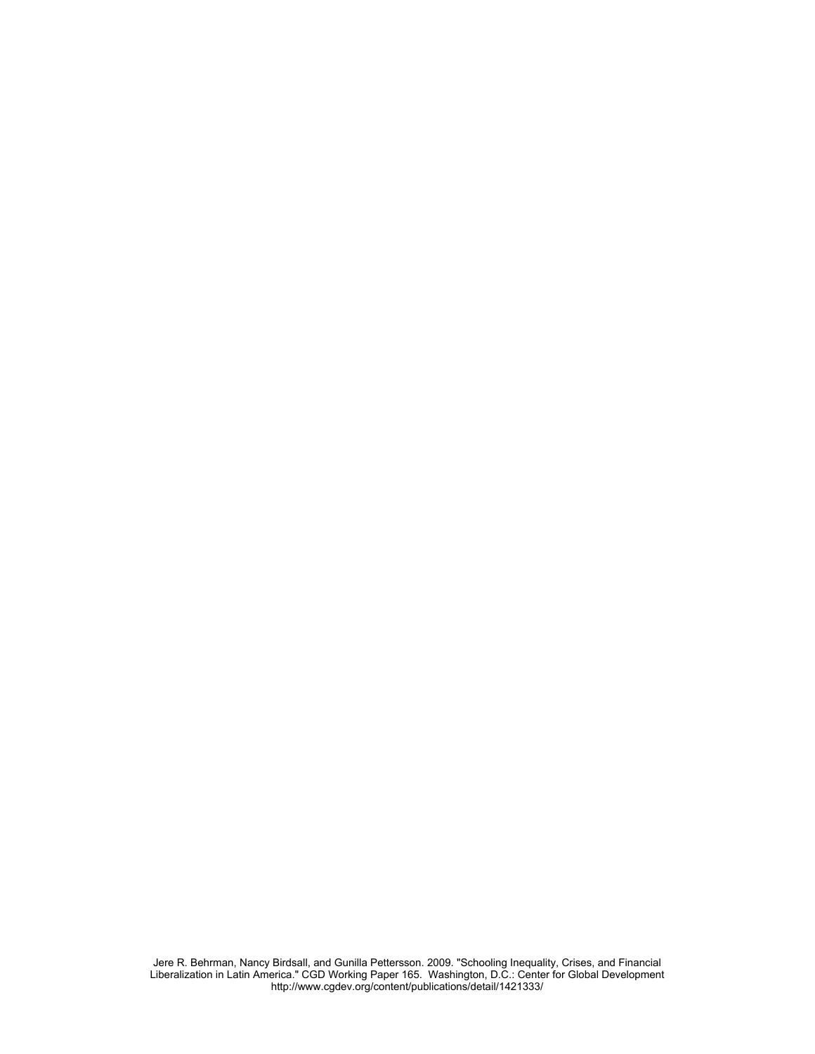Jere R. Behrman, Nancy Birdsall, and Gunilla Pettersson. 2009. "Schooling Inequality, Crises, and Financial Liberalization in Latin America." CGD Working Paper 165. Washington, D.C.: Center for Global Development
http://www.cgdev.org/content/publications/detail/1421333/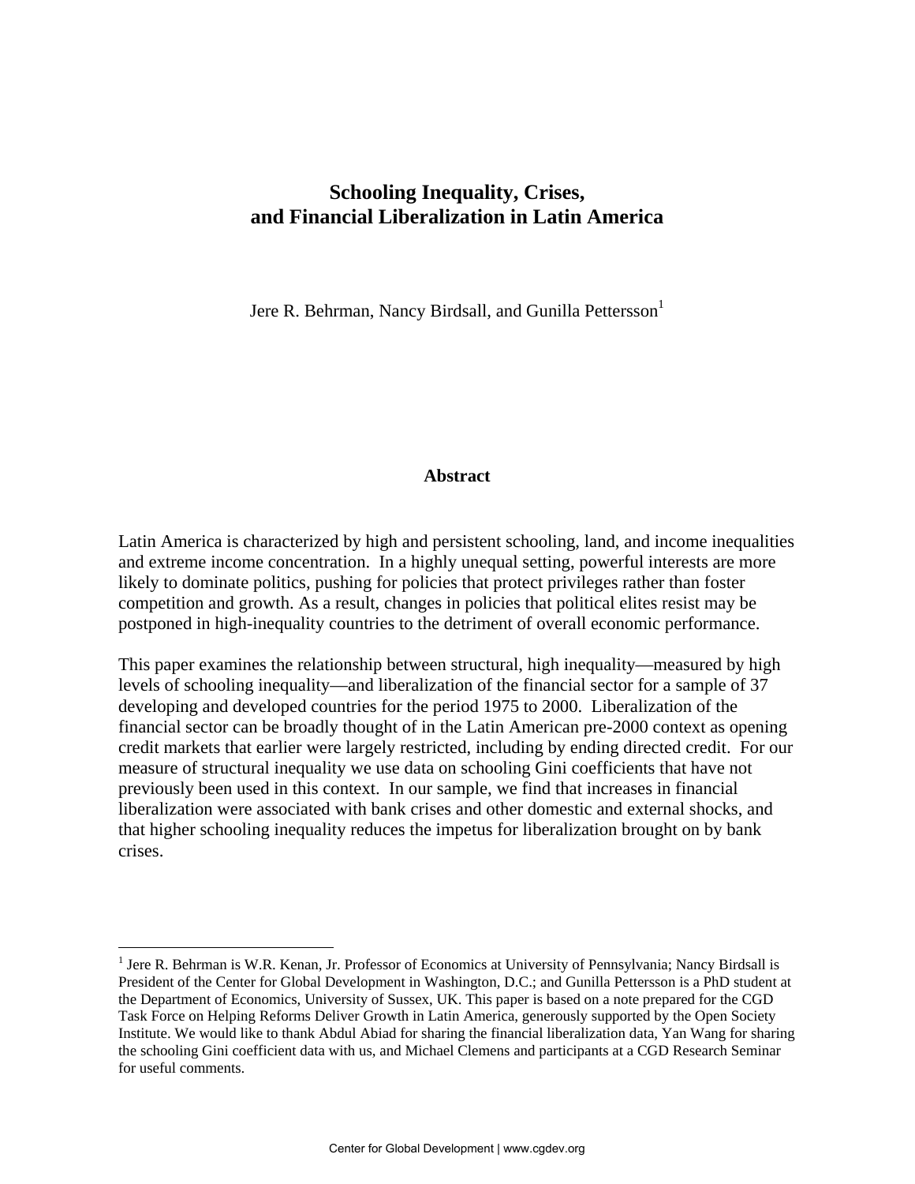# Schooling Inequality, Crises, and Financial Liberalization in Latin America

Jere R. Behrman, Nancy Birdsall, and Gunilla Pettersson[1]

## Abstract

Latin America is characterized by high and persistent schooling, land, and income inequalities and extreme income concentration. In a highly unequal setting, powerful interests are more likely to dominate politics, pushing for policies that protect privileges rather than foster competition and growth. As a result, changes in policies that political elites resist may be postponed in high-inequality countries to the detriment of overall economic performance.

This paper examines the relationship between structural, high inequality—measured by high levels of schooling inequality—and liberalization of the financial sector for a sample of 37 developing and developed countries for the period 1975 to 2000. Liberalization of the financial sector can be broadly thought of in the Latin American pre-2000 context as opening credit markets that earlier were largely restricted, including by ending directed credit. For our measure of structural inequality we use data on schooling Gini coefficients that have not previously been used in this context. In our sample, we find that increases in financial liberalization were associated with bank crises and other domestic and external shocks, and that higher schooling inequality reduces the impetus for liberalization brought on by bank crises.

[1] Jere R. Behrman is W.R. Kenan, Jr. Professor of Economics at University of Pennsylvania; Nancy Birdsall is President of the Center for Global Development in Washington, D.C.; and Gunilla Pettersson is a PhD student at the Department of Economics, University of Sussex, UK. This paper is based on a note prepared for the CGD Task Force on Helping Reforms Deliver Growth in Latin America, generously supported by the Open Society Institute. We would like to thank Abdul Abiad for sharing the financial liberalization data, Yan Wang for sharing the schooling Gini coefficient data with us, and Michael Clemens and participants at a CGD Research Seminar for useful comments.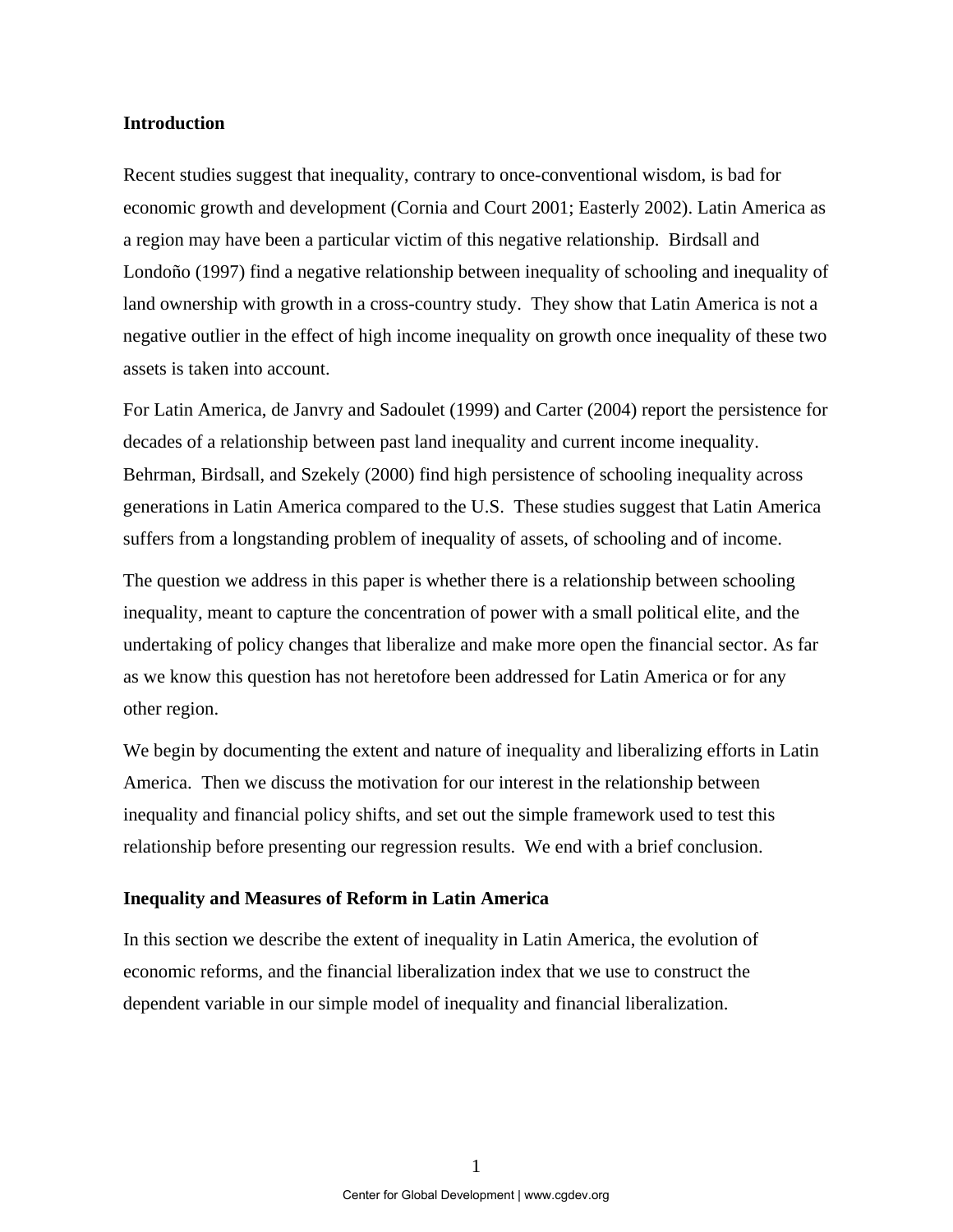## Introduction

Recent studies suggest that inequality, contrary to once-conventional wisdom, is bad for economic growth and development (Cornia and Court 2001; Easterly 2002). Latin America as a region may have been a particular victim of this negative relationship. Birdsall and Londoño (1997) find a negative relationship between inequality of schooling and inequality of land ownership with growth in a cross-country study. They show that Latin America is not a negative outlier in the effect of high income inequality on growth once inequality of these two assets is taken into account.

For Latin America, de Janvry and Sadoulet (1999) and Carter (2004) report the persistence for decades of a relationship between past land inequality and current income inequality. Behrman, Birdsall, and Szekely (2000) find high persistence of schooling inequality across generations in Latin America compared to the U.S. These studies suggest that Latin America suffers from a longstanding problem of inequality of assets, of schooling and of income.

The question we address in this paper is whether there is a relationship between schooling inequality, meant to capture the concentration of power with a small political elite, and the undertaking of policy changes that liberalize and make more open the financial sector. As far as we know this question has not heretofore been addressed for Latin America or for any other region.

We begin by documenting the extent and nature of inequality and liberalizing efforts in Latin America. Then we discuss the motivation for our interest in the relationship between inequality and financial policy shifts, and set out the simple framework used to test this relationship before presenting our regression results. We end with a brief conclusion.

## Inequality and Measures of Reform in Latin America

In this section we describe the extent of inequality in Latin America, the evolution of economic reforms, and the financial liberalization index that we use to construct the dependent variable in our simple model of inequality and financial liberalization.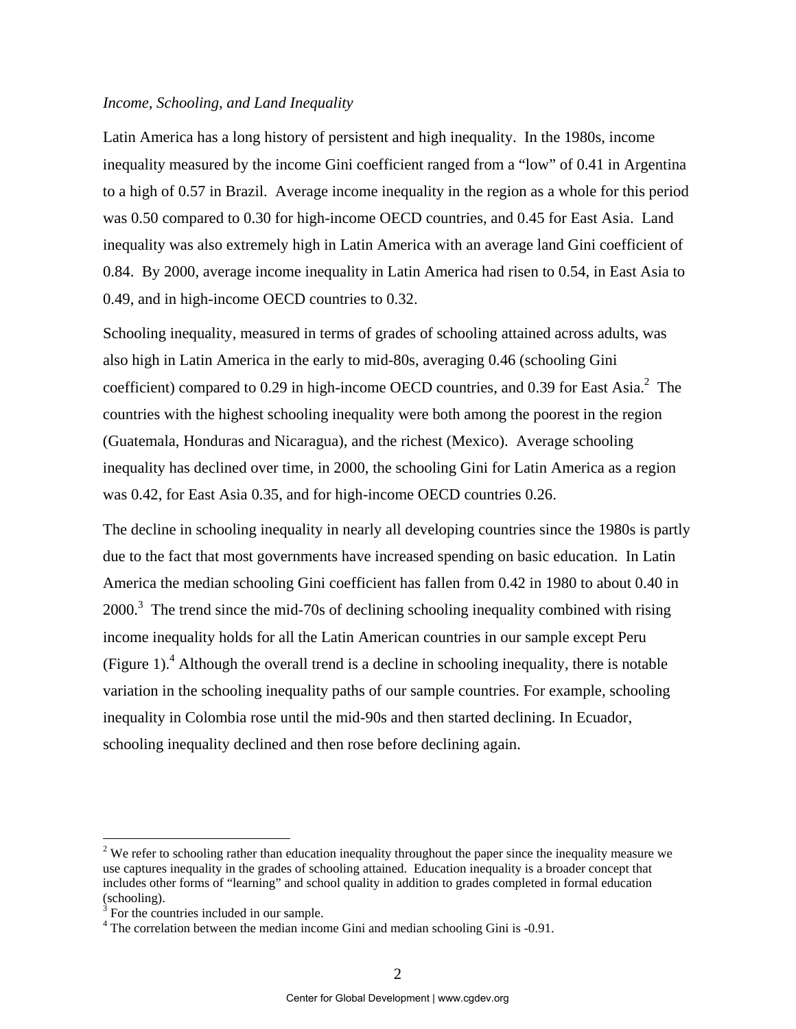*Income, Schooling, and Land Inequality*

Latin America has a long history of persistent and high inequality. In the 1980s, income inequality measured by the income Gini coefficient ranged from a "low" of 0.41 in Argentina to a high of 0.57 in Brazil. Average income inequality in the region as a whole for this period was 0.50 compared to 0.30 for high-income OECD countries, and 0.45 for East Asia. Land inequality was also extremely high in Latin America with an average land Gini coefficient of 0.84. By 2000, average income inequality in Latin America had risen to 0.54, in East Asia to 0.49, and in high-income OECD countries to 0.32.

Schooling inequality, measured in terms of grades of schooling attained across adults, was also high in Latin America in the early to mid-80s, averaging 0.46 (schooling Gini coefficient) compared to 0.29 in high-income OECD countries, and 0.39 for East Asia.[2] The countries with the highest schooling inequality were both among the poorest in the region (Guatemala, Honduras and Nicaragua), and the richest (Mexico). Average schooling inequality has declined over time, in 2000, the schooling Gini for Latin America as a region was 0.42, for East Asia 0.35, and for high-income OECD countries 0.26.

The decline in schooling inequality in nearly all developing countries since the 1980s is partly due to the fact that most governments have increased spending on basic education. In Latin America the median schooling Gini coefficient has fallen from 0.42 in 1980 to about 0.40 in 2000.[3] The trend since the mid-70s of declining schooling inequality combined with rising income inequality holds for all the Latin American countries in our sample except Peru (Figure 1).[4] Although the overall trend is a decline in schooling inequality, there is notable variation in the schooling inequality paths of our sample countries. For example, schooling inequality in Colombia rose until the mid-90s and then started declining. In Ecuador, schooling inequality declined and then rose before declining again.

---

[2] We refer to schooling rather than education inequality throughout the paper since the inequality measure we use captures inequality in the grades of schooling attained. Education inequality is a broader concept that includes other forms of "learning" and school quality in addition to grades completed in formal education (schooling).

[3] For the countries included in our sample.

[4] The correlation between the median income Gini and median schooling Gini is -0.91.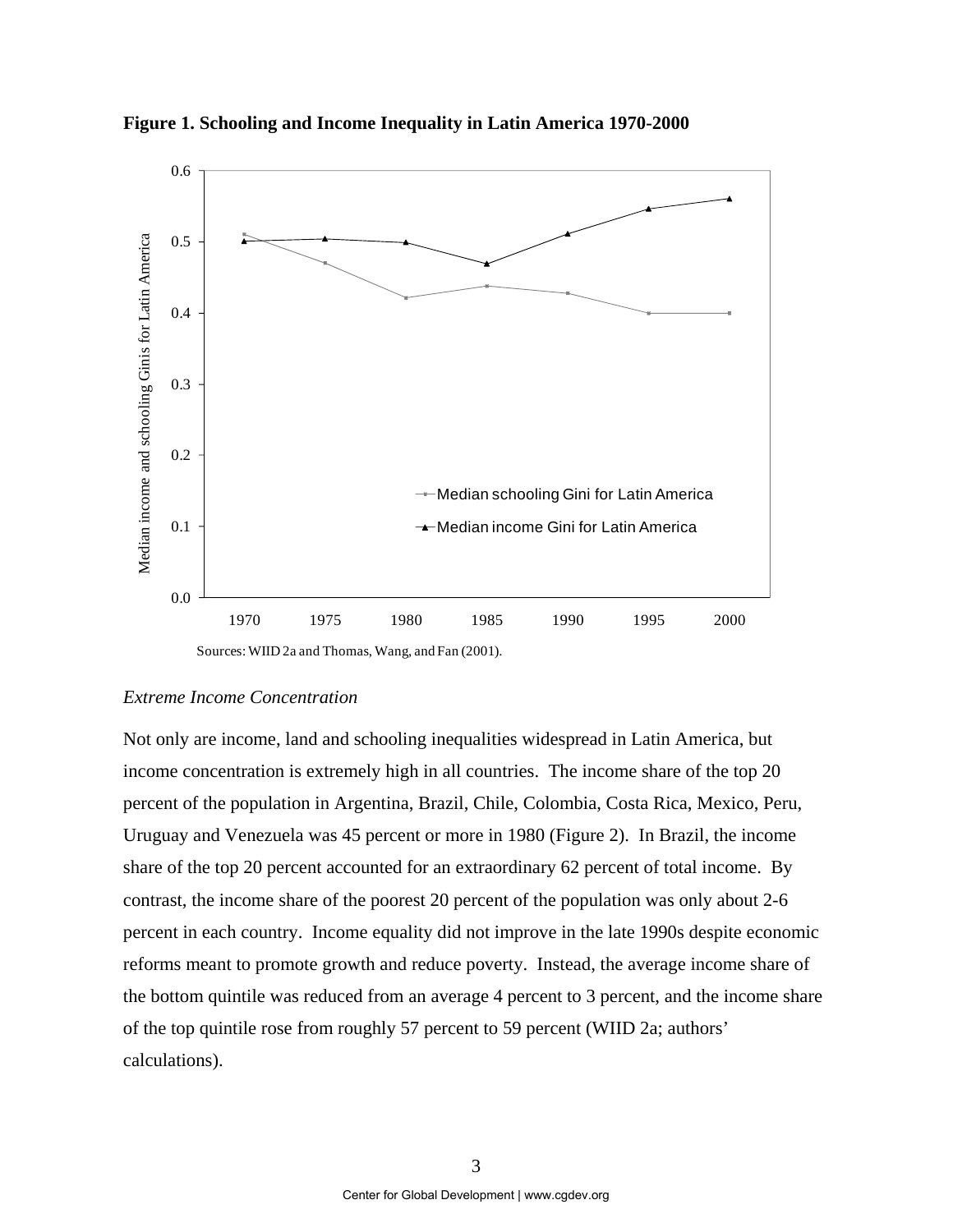**Figure 1. Schooling and Income Inequality in Latin America 1970-2000**

Sources: WIID 2a and Thomas, Wang, and Fan (2001).

*Extreme Income Concentration*

Not only are income, land and schooling inequalities widespread in Latin America, but income concentration is extremely high in all countries. The income share of the top 20 percent of the population in Argentina, Brazil, Chile, Colombia, Costa Rica, Mexico, Peru, Uruguay and Venezuela was 45 percent or more in 1980 (Figure 2). In Brazil, the income share of the top 20 percent accounted for an extraordinary 62 percent of total income. By contrast, the income share of the poorest 20 percent of the population was only about 2-6 percent in each country. Income equality did not improve in the late 1990s despite economic reforms meant to promote growth and reduce poverty. Instead, the average income share of the bottom quintile was reduced from an average 4 percent to 3 percent, and the income share of the top quintile rose from roughly 57 percent to 59 percent (WIID 2a; authors' calculations).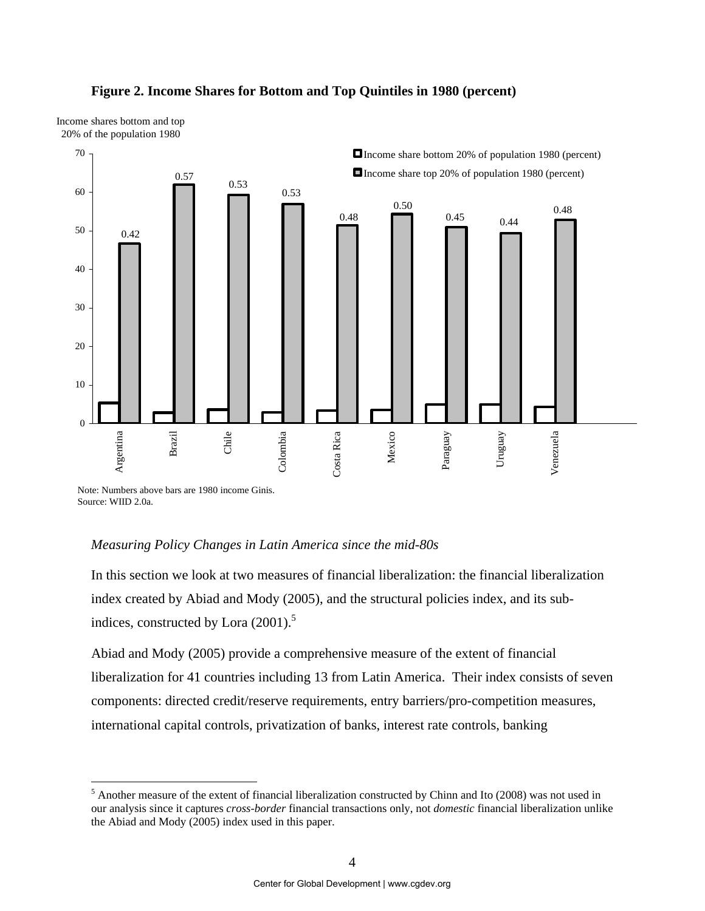**Figure 2. Income Shares for Bottom and Top Quintiles in 1980 (percent)**

Note: Numbers above bars are 1980 income Ginis.
Source: WIID 2.0a.

*Measuring Policy Changes in Latin America since the mid-80s*

In this section we look at two measures of financial liberalization: the financial liberalization index created by Abiad and Mody (2005), and the structural policies index, and its sub-indices, constructed by Lora (2001).[5]

Abiad and Mody (2005) provide a comprehensive measure of the extent of financial liberalization for 41 countries including 13 from Latin America. Their index consists of seven components: directed credit/reserve requirements, entry barriers/pro-competition measures, international capital controls, privatization of banks, interest rate controls, banking

[5] Another measure of the extent of financial liberalization constructed by Chinn and Ito (2008) was not used in our analysis since it captures *cross-border* financial transactions only, not *domestic* financial liberalization unlike the Abiad and Mody (2005) index used in this paper.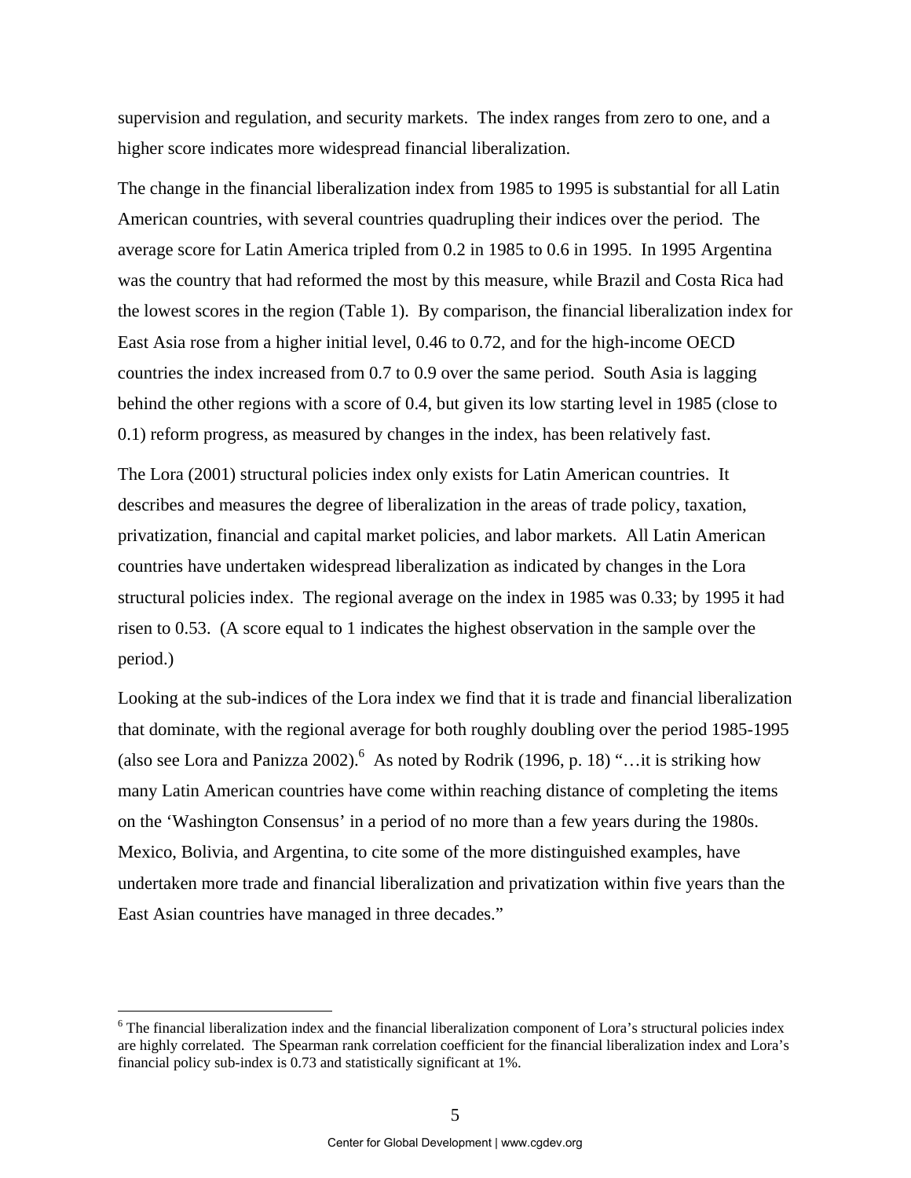supervision and regulation, and security markets. The index ranges from zero to one, and a higher score indicates more widespread financial liberalization.

The change in the financial liberalization index from 1985 to 1995 is substantial for all Latin American countries, with several countries quadrupling their indices over the period. The average score for Latin America tripled from 0.2 in 1985 to 0.6 in 1995. In 1995 Argentina was the country that had reformed the most by this measure, while Brazil and Costa Rica had the lowest scores in the region (Table 1). By comparison, the financial liberalization index for East Asia rose from a higher initial level, 0.46 to 0.72, and for the high-income OECD countries the index increased from 0.7 to 0.9 over the same period. South Asia is lagging behind the other regions with a score of 0.4, but given its low starting level in 1985 (close to 0.1) reform progress, as measured by changes in the index, has been relatively fast.

The Lora (2001) structural policies index only exists for Latin American countries. It describes and measures the degree of liberalization in the areas of trade policy, taxation, privatization, financial and capital market policies, and labor markets. All Latin American countries have undertaken widespread liberalization as indicated by changes in the Lora structural policies index. The regional average on the index in 1985 was 0.33; by 1995 it had risen to 0.53. (A score equal to 1 indicates the highest observation in the sample over the period.)

Looking at the sub-indices of the Lora index we find that it is trade and financial liberalization that dominate, with the regional average for both roughly doubling over the period 1985-1995 (also see Lora and Panizza 2002).[6] As noted by Rodrik (1996, p. 18) "…it is striking how many Latin American countries have come within reaching distance of completing the items on the 'Washington Consensus' in a period of no more than a few years during the 1980s. Mexico, Bolivia, and Argentina, to cite some of the more distinguished examples, have undertaken more trade and financial liberalization and privatization within five years than the East Asian countries have managed in three decades."

[6] The financial liberalization index and the financial liberalization component of Lora's structural policies index are highly correlated. The Spearman rank correlation coefficient for the financial liberalization index and Lora's financial policy sub-index is 0.73 and statistically significant at 1%.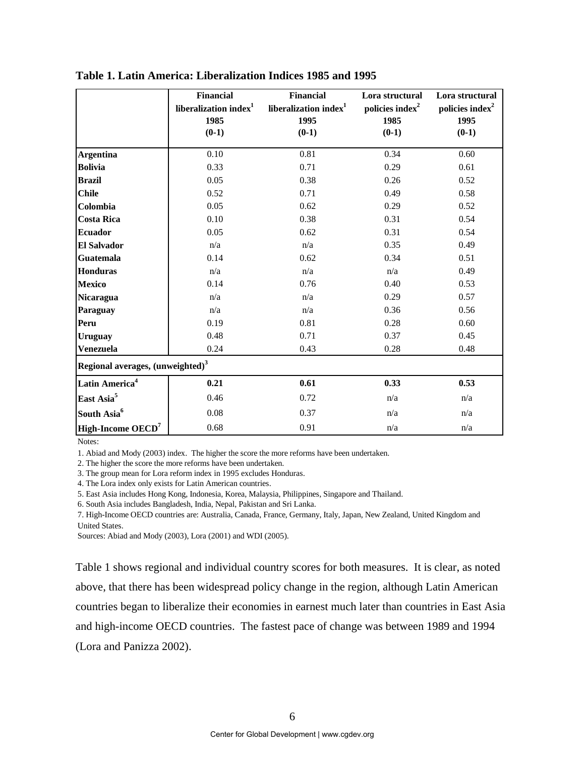**Table 1. Latin America: Liberalization Indices 1985 and 1995**

| | Financial liberalization index[1] 1985 (0-1) | Financial liberalization index[1] 1995 (0-1) | Lora structural policies index[2] 1985 (0-1) | Lora structural policies index[2] 1995 (0-1) |
|---|---|---|---|---|
| **Argentina** | 0.10 | 0.81 | 0.34 | 0.60 |
| **Bolivia** | 0.33 | 0.71 | 0.29 | 0.61 |
| **Brazil** | 0.05 | 0.38 | 0.26 | 0.52 |
| **Chile** | 0.52 | 0.71 | 0.49 | 0.58 |
| **Colombia** | 0.05 | 0.62 | 0.29 | 0.52 |
| **Costa Rica** | 0.10 | 0.38 | 0.31 | 0.54 |
| **Ecuador** | 0.05 | 0.62 | 0.31 | 0.54 |
| **El Salvador** | n/a | n/a | 0.35 | 0.49 |
| **Guatemala** | 0.14 | 0.62 | 0.34 | 0.51 |
| **Honduras** | n/a | n/a | n/a | 0.49 |
| **Mexico** | 0.14 | 0.76 | 0.40 | 0.53 |
| **Nicaragua** | n/a | n/a | 0.29 | 0.57 |
| **Paraguay** | n/a | n/a | 0.36 | 0.56 |
| **Peru** | 0.19 | 0.81 | 0.28 | 0.60 |
| **Uruguay** | 0.48 | 0.71 | 0.37 | 0.45 |
| **Venezuela** | 0.24 | 0.43 | 0.28 | 0.48 |
| **Regional averages, (unweighted)[3]** | | | | |
| **Latin America[4]** | **0.21** | **0.61** | **0.33** | **0.53** |
| **East Asia[5]** | 0.46 | 0.72 | n/a | n/a |
| **South Asia[6]** | 0.08 | 0.37 | n/a | n/a |
| **High-Income OECD[7]** | 0.68 | 0.91 | n/a | n/a |

Notes:

1. Abiad and Mody (2003) index. The higher the score the more reforms have been undertaken.
2. The higher the score the more reforms have been undertaken.
3. The group mean for Lora reform index in 1995 excludes Honduras.
4. The Lora index only exists for Latin American countries.
5. East Asia includes Hong Kong, Indonesia, Korea, Malaysia, Philippines, Singapore and Thailand.
6. South Asia includes Bangladesh, India, Nepal, Pakistan and Sri Lanka.
7. High-Income OECD countries are: Australia, Canada, France, Germany, Italy, Japan, New Zealand, United Kingdom and United States.

Sources: Abiad and Mody (2003), Lora (2001) and WDI (2005).

Table 1 shows regional and individual country scores for both measures. It is clear, as noted above, that there has been widespread policy change in the region, although Latin American countries began to liberalize their economies in earnest much later than countries in East Asia and high-income OECD countries. The fastest pace of change was between 1989 and 1994 (Lora and Panizza 2002).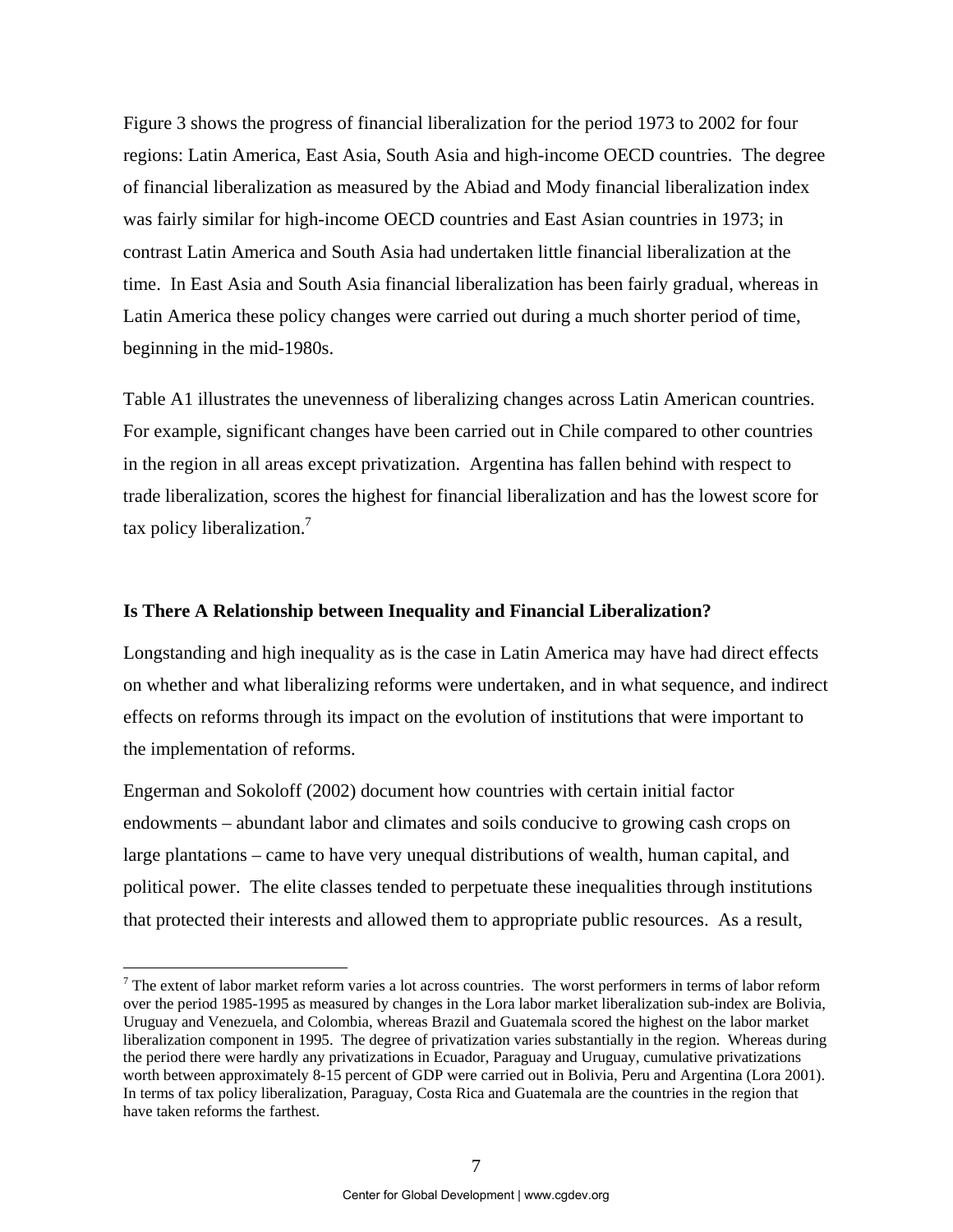Figure 3 shows the progress of financial liberalization for the period 1973 to 2002 for four regions: Latin America, East Asia, South Asia and high-income OECD countries. The degree of financial liberalization as measured by the Abiad and Mody financial liberalization index was fairly similar for high-income OECD countries and East Asian countries in 1973; in contrast Latin America and South Asia had undertaken little financial liberalization at the time. In East Asia and South Asia financial liberalization has been fairly gradual, whereas in Latin America these policy changes were carried out during a much shorter period of time, beginning in the mid-1980s.

Table A1 illustrates the unevenness of liberalizing changes across Latin American countries. For example, significant changes have been carried out in Chile compared to other countries in the region in all areas except privatization. Argentina has fallen behind with respect to trade liberalization, scores the highest for financial liberalization and has the lowest score for tax policy liberalization.[7]

### Is There A Relationship between Inequality and Financial Liberalization?

Longstanding and high inequality as is the case in Latin America may have had direct effects on whether and what liberalizing reforms were undertaken, and in what sequence, and indirect effects on reforms through its impact on the evolution of institutions that were important to the implementation of reforms.

Engerman and Sokoloff (2002) document how countries with certain initial factor endowments – abundant labor and climates and soils conducive to growing cash crops on large plantations – came to have very unequal distributions of wealth, human capital, and political power. The elite classes tended to perpetuate these inequalities through institutions that protected their interests and allowed them to appropriate public resources. As a result,

[7] The extent of labor market reform varies a lot across countries. The worst performers in terms of labor reform over the period 1985-1995 as measured by changes in the Lora labor market liberalization sub-index are Bolivia, Uruguay and Venezuela, and Colombia, whereas Brazil and Guatemala scored the highest on the labor market liberalization component in 1995. The degree of privatization varies substantially in the region. Whereas during the period there were hardly any privatizations in Ecuador, Paraguay and Uruguay, cumulative privatizations worth between approximately 8-15 percent of GDP were carried out in Bolivia, Peru and Argentina (Lora 2001). In terms of tax policy liberalization, Paraguay, Costa Rica and Guatemala are the countries in the region that have taken reforms the farthest.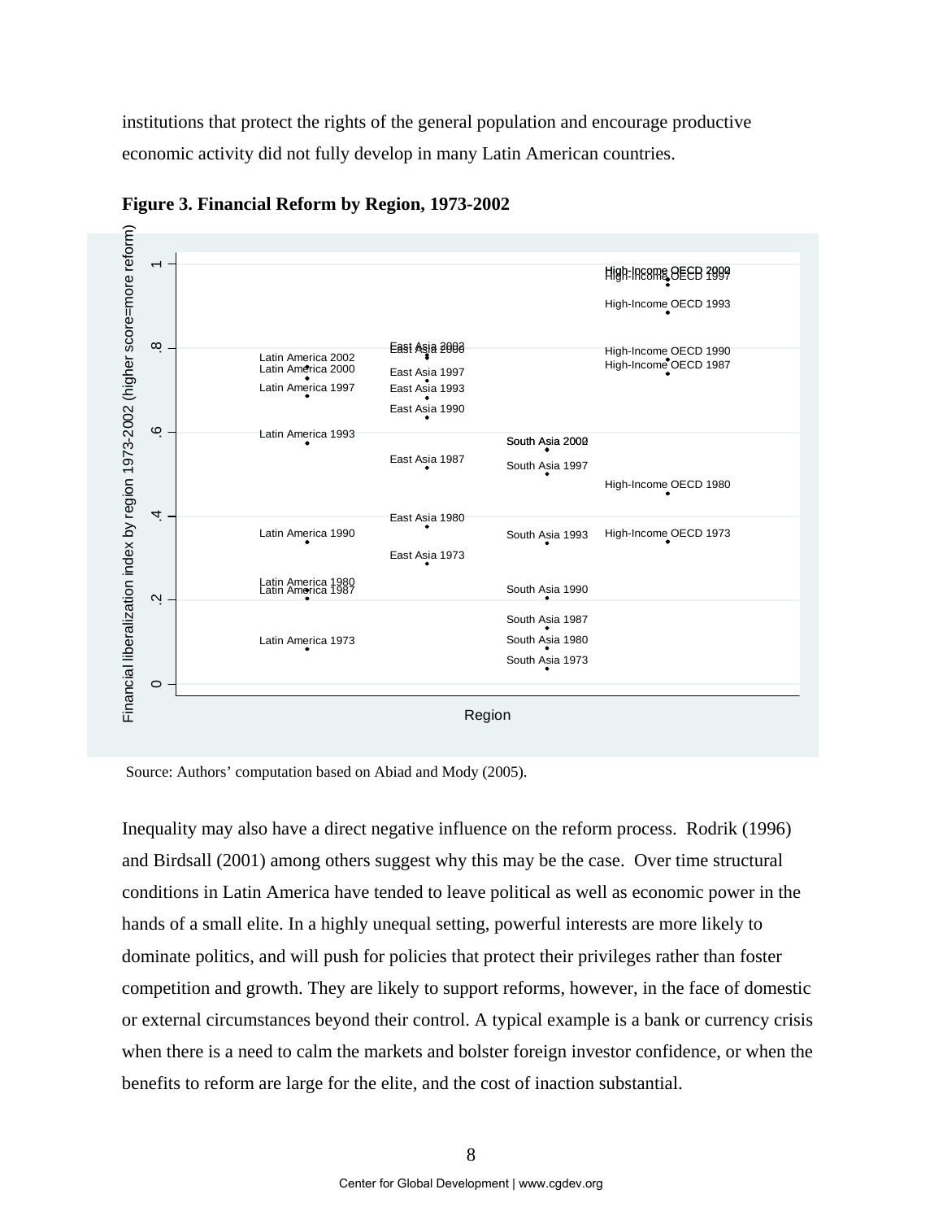institutions that protect the rights of the general population and encourage productive economic activity did not fully develop in many Latin American countries.

**Figure 3. Financial Reform by Region, 1973-2002**

Source: Authors' computation based on Abiad and Mody (2005).

Inequality may also have a direct negative influence on the reform process. Rodrik (1996) and Birdsall (2001) among others suggest why this may be the case. Over time structural conditions in Latin America have tended to leave political as well as economic power in the hands of a small elite. In a highly unequal setting, powerful interests are more likely to dominate politics, and will push for policies that protect their privileges rather than foster competition and growth. They are likely to support reforms, however, in the face of domestic or external circumstances beyond their control. A typical example is a bank or currency crisis when there is a need to calm the markets and bolster foreign investor confidence, or when the benefits to reform are large for the elite, and the cost of inaction substantial.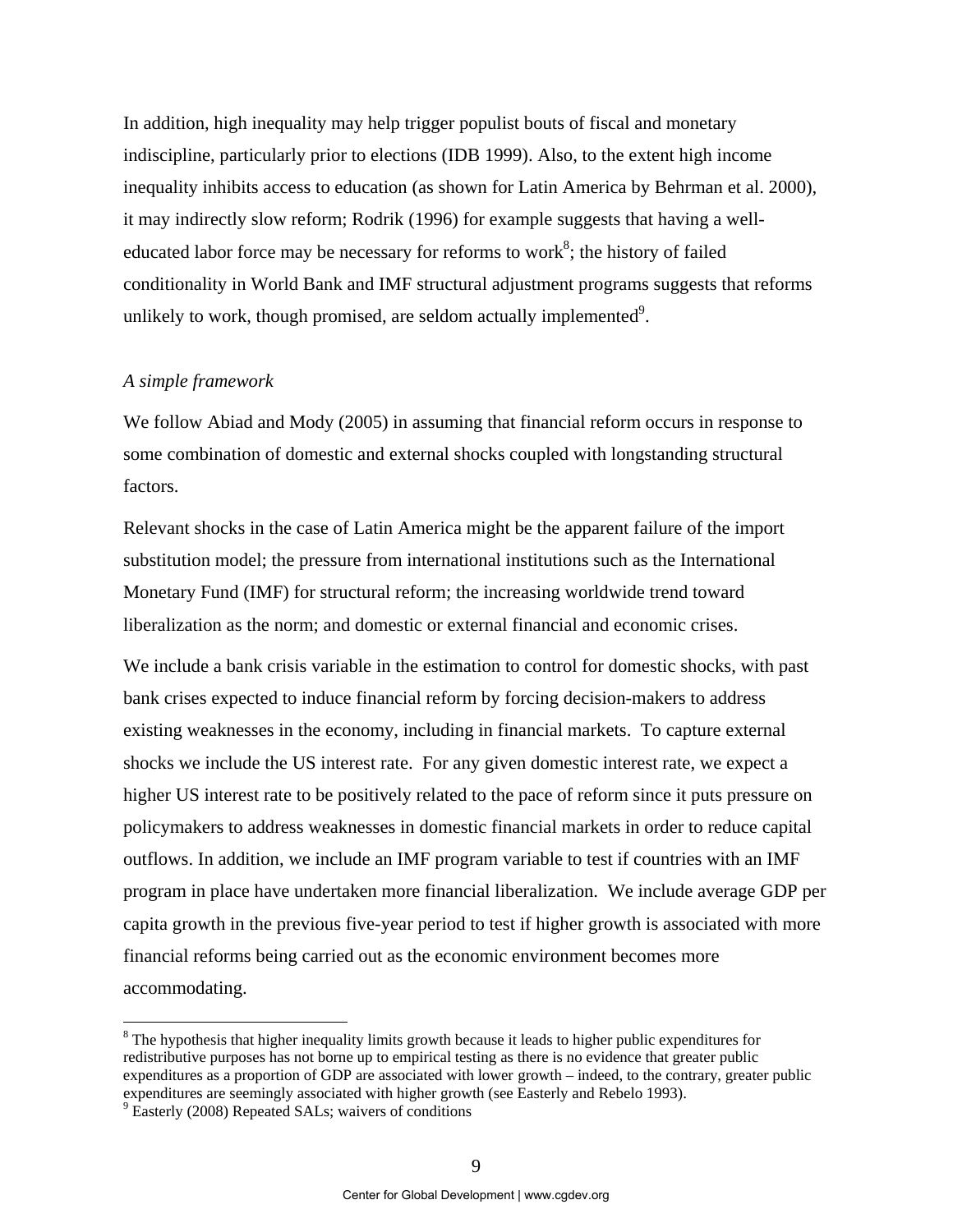In addition, high inequality may help trigger populist bouts of fiscal and monetary indiscipline, particularly prior to elections (IDB 1999). Also, to the extent high income inequality inhibits access to education (as shown for Latin America by Behrman et al. 2000), it may indirectly slow reform; Rodrik (1996) for example suggests that having a well-educated labor force may be necessary for reforms to work[8]; the history of failed conditionality in World Bank and IMF structural adjustment programs suggests that reforms unlikely to work, though promised, are seldom actually implemented[9].

*A simple framework*

We follow Abiad and Mody (2005) in assuming that financial reform occurs in response to some combination of domestic and external shocks coupled with longstanding structural factors.

Relevant shocks in the case of Latin America might be the apparent failure of the import substitution model; the pressure from international institutions such as the International Monetary Fund (IMF) for structural reform; the increasing worldwide trend toward liberalization as the norm; and domestic or external financial and economic crises.

We include a bank crisis variable in the estimation to control for domestic shocks, with past bank crises expected to induce financial reform by forcing decision-makers to address existing weaknesses in the economy, including in financial markets. To capture external shocks we include the US interest rate. For any given domestic interest rate, we expect a higher US interest rate to be positively related to the pace of reform since it puts pressure on policymakers to address weaknesses in domestic financial markets in order to reduce capital outflows. In addition, we include an IMF program variable to test if countries with an IMF program in place have undertaken more financial liberalization. We include average GDP per capita growth in the previous five-year period to test if higher growth is associated with more financial reforms being carried out as the economic environment becomes more accommodating.

[8] The hypothesis that higher inequality limits growth because it leads to higher public expenditures for redistributive purposes has not borne up to empirical testing as there is no evidence that greater public expenditures as a proportion of GDP are associated with lower growth – indeed, to the contrary, greater public expenditures are seemingly associated with higher growth (see Easterly and Rebelo 1993).

[9] Easterly (2008) Repeated SALs; waivers of conditions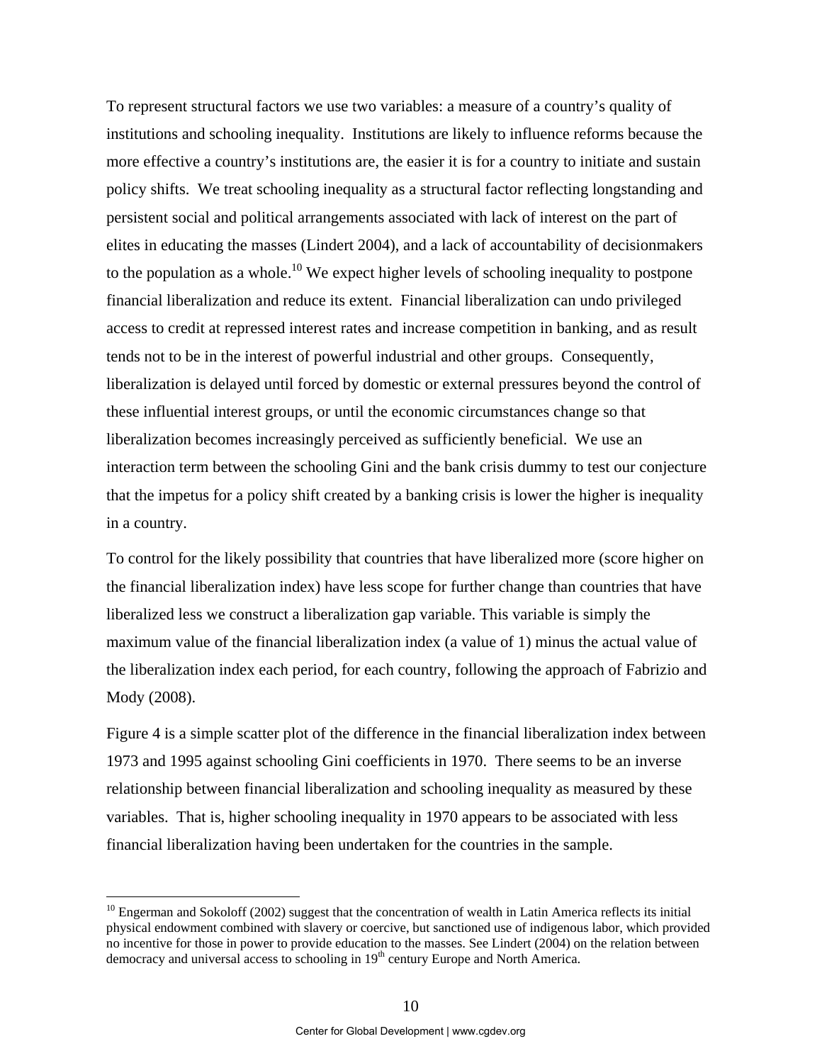To represent structural factors we use two variables: a measure of a country's quality of institutions and schooling inequality. Institutions are likely to influence reforms because the more effective a country's institutions are, the easier it is for a country to initiate and sustain policy shifts. We treat schooling inequality as a structural factor reflecting longstanding and persistent social and political arrangements associated with lack of interest on the part of elites in educating the masses (Lindert 2004), and a lack of accountability of decisionmakers to the population as a whole.[10] We expect higher levels of schooling inequality to postpone financial liberalization and reduce its extent. Financial liberalization can undo privileged access to credit at repressed interest rates and increase competition in banking, and as result tends not to be in the interest of powerful industrial and other groups. Consequently, liberalization is delayed until forced by domestic or external pressures beyond the control of these influential interest groups, or until the economic circumstances change so that liberalization becomes increasingly perceived as sufficiently beneficial. We use an interaction term between the schooling Gini and the bank crisis dummy to test our conjecture that the impetus for a policy shift created by a banking crisis is lower the higher is inequality in a country.

To control for the likely possibility that countries that have liberalized more (score higher on the financial liberalization index) have less scope for further change than countries that have liberalized less we construct a liberalization gap variable. This variable is simply the maximum value of the financial liberalization index (a value of 1) minus the actual value of the liberalization index each period, for each country, following the approach of Fabrizio and Mody (2008).

Figure 4 is a simple scatter plot of the difference in the financial liberalization index between 1973 and 1995 against schooling Gini coefficients in 1970. There seems to be an inverse relationship between financial liberalization and schooling inequality as measured by these variables. That is, higher schooling inequality in 1970 appears to be associated with less financial liberalization having been undertaken for the countries in the sample.

[10] Engerman and Sokoloff (2002) suggest that the concentration of wealth in Latin America reflects its initial physical endowment combined with slavery or coercive, but sanctioned use of indigenous labor, which provided no incentive for those in power to provide education to the masses. See Lindert (2004) on the relation between democracy and universal access to schooling in 19th century Europe and North America.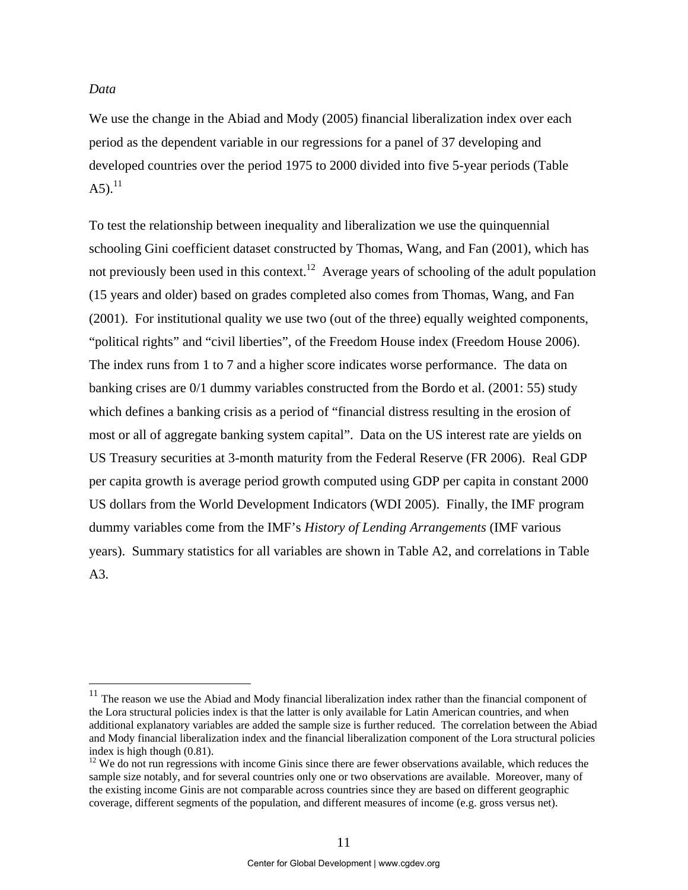*Data*

We use the change in the Abiad and Mody (2005) financial liberalization index over each period as the dependent variable in our regressions for a panel of 37 developing and developed countries over the period 1975 to 2000 divided into five 5-year periods (Table A5).[11]

To test the relationship between inequality and liberalization we use the quinquennial schooling Gini coefficient dataset constructed by Thomas, Wang, and Fan (2001), which has not previously been used in this context.[12] Average years of schooling of the adult population (15 years and older) based on grades completed also comes from Thomas, Wang, and Fan (2001). For institutional quality we use two (out of the three) equally weighted components, "political rights" and "civil liberties", of the Freedom House index (Freedom House 2006). The index runs from 1 to 7 and a higher score indicates worse performance. The data on banking crises are 0/1 dummy variables constructed from the Bordo et al. (2001: 55) study which defines a banking crisis as a period of "financial distress resulting in the erosion of most or all of aggregate banking system capital". Data on the US interest rate are yields on US Treasury securities at 3-month maturity from the Federal Reserve (FR 2006). Real GDP per capita growth is average period growth computed using GDP per capita in constant 2000 US dollars from the World Development Indicators (WDI 2005). Finally, the IMF program dummy variables come from the IMF's *History of Lending Arrangements* (IMF various years). Summary statistics for all variables are shown in Table A2, and correlations in Table A3.

[11] The reason we use the Abiad and Mody financial liberalization index rather than the financial component of the Lora structural policies index is that the latter is only available for Latin American countries, and when additional explanatory variables are added the sample size is further reduced. The correlation between the Abiad and Mody financial liberalization index and the financial liberalization component of the Lora structural policies index is high though (0.81).

[12] We do not run regressions with income Ginis since there are fewer observations available, which reduces the sample size notably, and for several countries only one or two observations are available. Moreover, many of the existing income Ginis are not comparable across countries since they are based on different geographic coverage, different segments of the population, and different measures of income (e.g. gross versus net).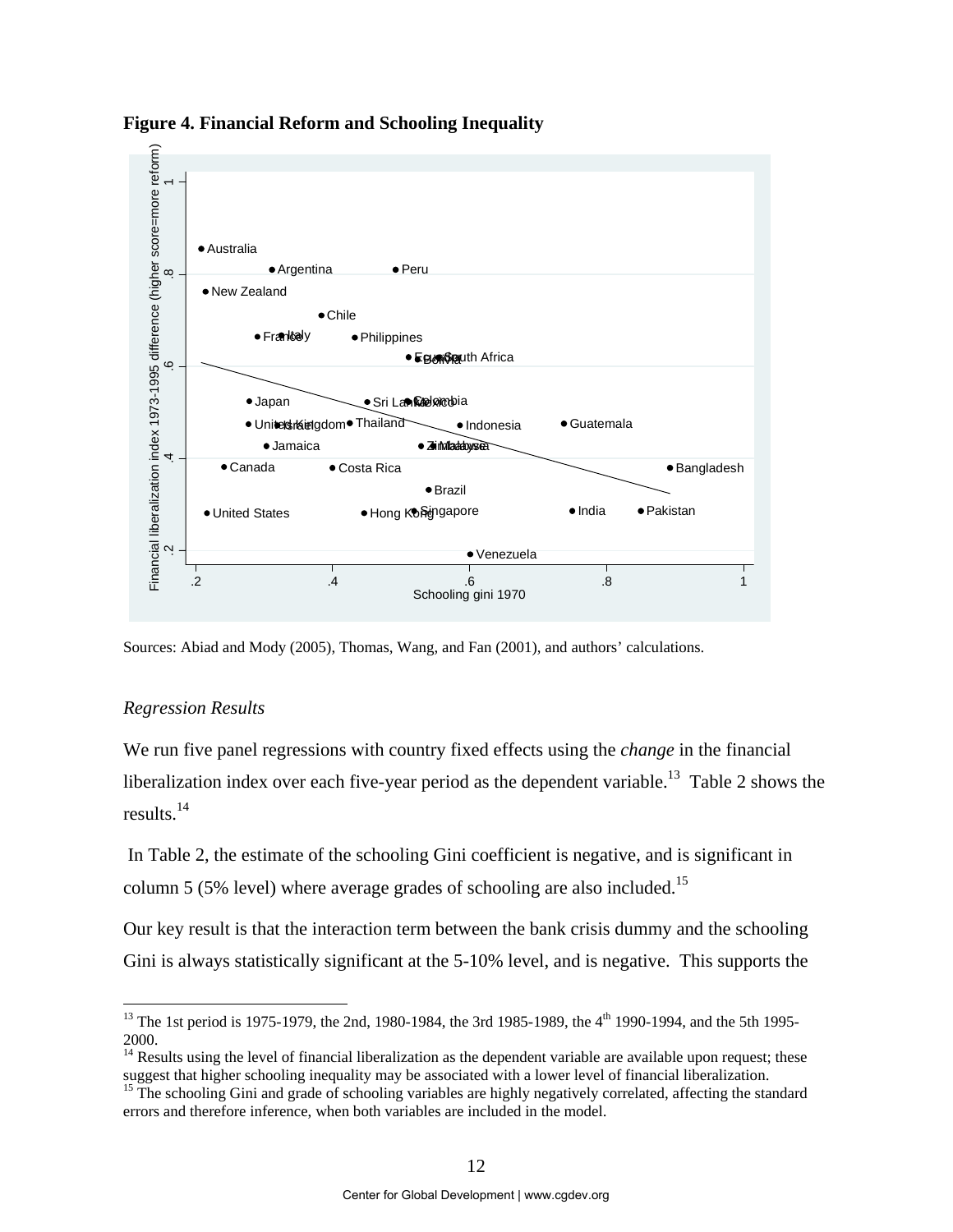**Figure 4. Financial Reform and Schooling Inequality**

Sources: Abiad and Mody (2005), Thomas, Wang, and Fan (2001), and authors' calculations.

*Regression Results*

We run five panel regressions with country fixed effects using the *change* in the financial liberalization index over each five-year period as the dependent variable.[13] Table 2 shows the results.[14]

In Table 2, the estimate of the schooling Gini coefficient is negative, and is significant in column 5 (5% level) where average grades of schooling are also included.[15]

Our key result is that the interaction term between the bank crisis dummy and the schooling Gini is always statistically significant at the 5-10% level, and is negative. This supports the

[13] The 1st period is 1975-1979, the 2nd, 1980-1984, the 3rd 1985-1989, the 4th 1990-1994, and the 5th 1995-2000.

[14] Results using the level of financial liberalization as the dependent variable are available upon request; these suggest that higher schooling inequality may be associated with a lower level of financial liberalization.

[15] The schooling Gini and grade of schooling variables are highly negatively correlated, affecting the standard errors and therefore inference, when both variables are included in the model.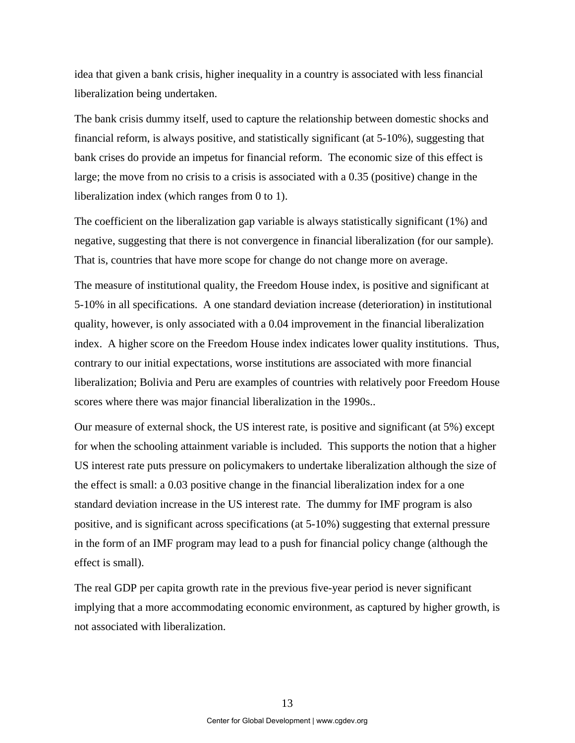idea that given a bank crisis, higher inequality in a country is associated with less financial liberalization being undertaken.

The bank crisis dummy itself, used to capture the relationship between domestic shocks and financial reform, is always positive, and statistically significant (at 5-10%), suggesting that bank crises do provide an impetus for financial reform. The economic size of this effect is large; the move from no crisis to a crisis is associated with a 0.35 (positive) change in the liberalization index (which ranges from 0 to 1).

The coefficient on the liberalization gap variable is always statistically significant (1%) and negative, suggesting that there is not convergence in financial liberalization (for our sample). That is, countries that have more scope for change do not change more on average.

The measure of institutional quality, the Freedom House index, is positive and significant at 5-10% in all specifications. A one standard deviation increase (deterioration) in institutional quality, however, is only associated with a 0.04 improvement in the financial liberalization index. A higher score on the Freedom House index indicates lower quality institutions. Thus, contrary to our initial expectations, worse institutions are associated with more financial liberalization; Bolivia and Peru are examples of countries with relatively poor Freedom House scores where there was major financial liberalization in the 1990s..

Our measure of external shock, the US interest rate, is positive and significant (at 5%) except for when the schooling attainment variable is included. This supports the notion that a higher US interest rate puts pressure on policymakers to undertake liberalization although the size of the effect is small: a 0.03 positive change in the financial liberalization index for a one standard deviation increase in the US interest rate. The dummy for IMF program is also positive, and is significant across specifications (at 5-10%) suggesting that external pressure in the form of an IMF program may lead to a push for financial policy change (although the effect is small).

The real GDP per capita growth rate in the previous five-year period is never significant implying that a more accommodating economic environment, as captured by higher growth, is not associated with liberalization.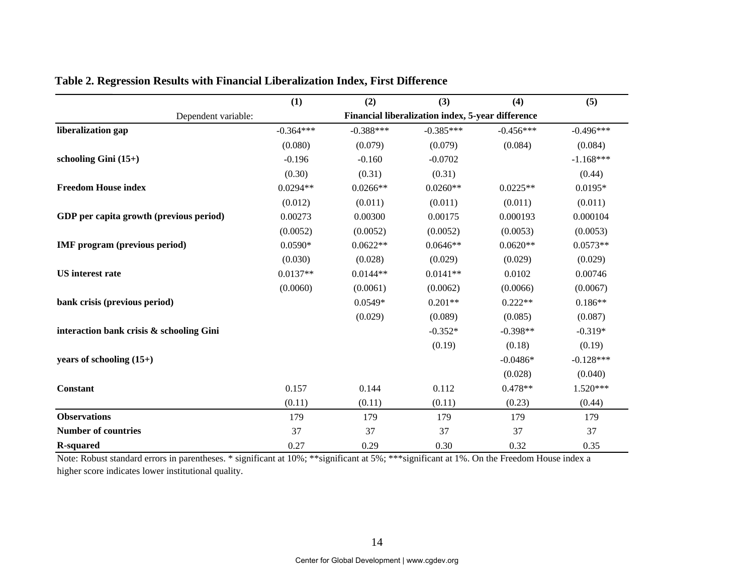**Table 2. Regression Results with Financial Liberalization Index, First Difference**

| | (1) | (2) | (3) | (4) | (5) |
|---|---|---|---|---|---|
| Dependent variable: | Financial liberalization index, 5-year difference | | | | |
| **liberalization gap** | -0.364*** | -0.388*** | -0.385*** | -0.456*** | -0.496*** |
| | (0.080) | (0.079) | (0.079) | (0.084) | (0.084) |
| **schooling Gini (15+)** | -0.196 | -0.160 | -0.0702 | | -1.168*** |
| | (0.30) | (0.31) | (0.31) | | (0.44) |
| **Freedom House index** | 0.0294** | 0.0266** | 0.0260** | 0.0225** | 0.0195* |
| | (0.012) | (0.011) | (0.011) | (0.011) | (0.011) |
| **GDP per capita growth (previous period)** | 0.00273 | 0.00300 | 0.00175 | 0.000193 | 0.000104 |
| | (0.0052) | (0.0052) | (0.0052) | (0.0053) | (0.0053) |
| **IMF program (previous period)** | 0.0590* | 0.0622** | 0.0646** | 0.0620** | 0.0573** |
| | (0.030) | (0.028) | (0.029) | (0.029) | (0.029) |
| **US interest rate** | 0.0137** | 0.0144** | 0.0141** | 0.0102 | 0.00746 |
| | (0.0060) | (0.0061) | (0.0062) | (0.0066) | (0.0067) |
| **bank crisis (previous period)** | | 0.0549* | 0.201** | 0.222** | 0.186** |
| | | (0.029) | (0.089) | (0.085) | (0.087) |
| **interaction bank crisis & schooling Gini** | | | -0.352* | -0.398** | -0.319* |
| | | | (0.19) | (0.18) | (0.19) |
| **years of schooling (15+)** | | | | -0.0486* | -0.128*** |
| | | | | (0.028) | (0.040) |
| **Constant** | 0.157 | 0.144 | 0.112 | 0.478** | 1.520*** |
| | (0.11) | (0.11) | (0.11) | (0.23) | (0.44) |
| **Observations** | 179 | 179 | 179 | 179 | 179 |
| **Number of countries** | 37 | 37 | 37 | 37 | 37 |
| **R-squared** | 0.27 | 0.29 | 0.30 | 0.32 | 0.35 |

Note: Robust standard errors in parentheses. * significant at 10%; **significant at 5%; ***significant at 1%. On the Freedom House index a higher score indicates lower institutional quality.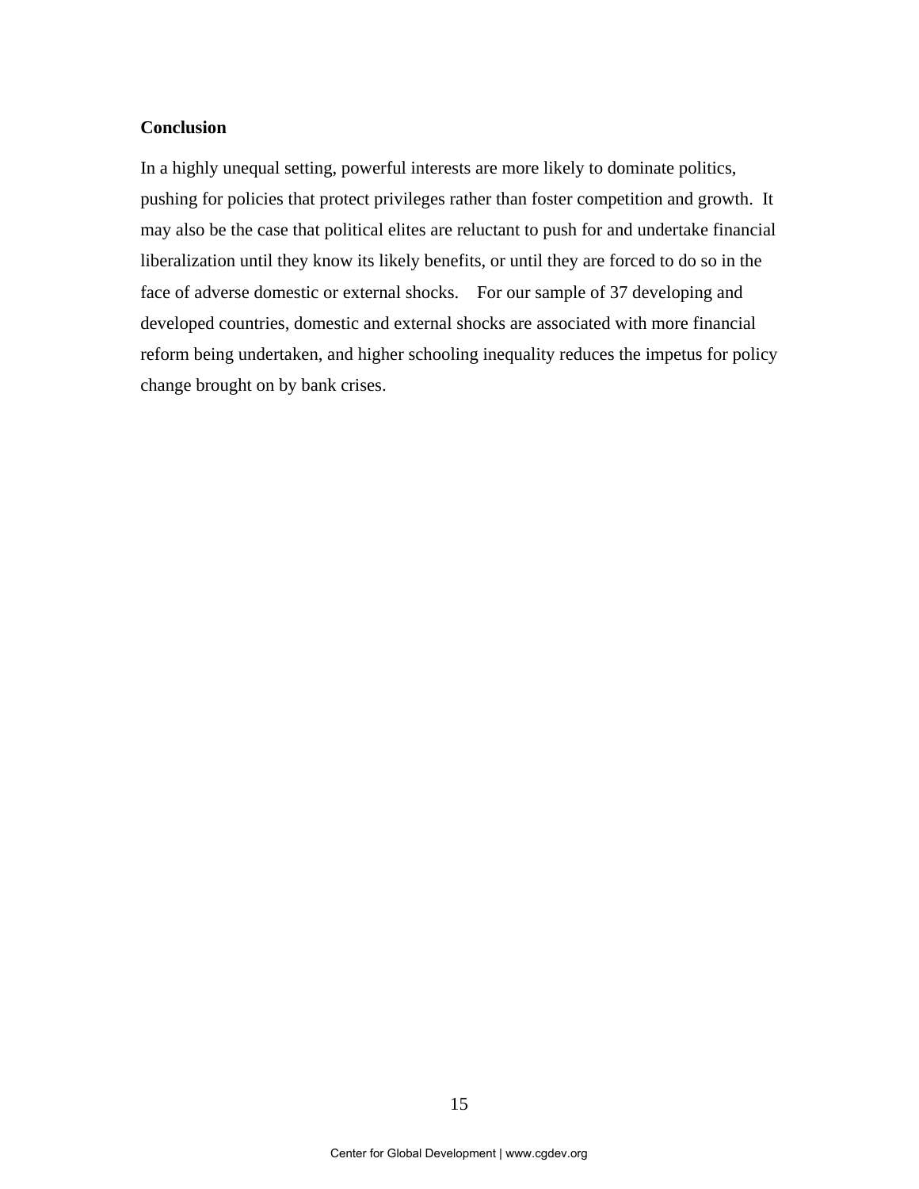## Conclusion

In a highly unequal setting, powerful interests are more likely to dominate politics, pushing for policies that protect privileges rather than foster competition and growth. It may also be the case that political elites are reluctant to push for and undertake financial liberalization until they know its likely benefits, or until they are forced to do so in the face of adverse domestic or external shocks. For our sample of 37 developing and developed countries, domestic and external shocks are associated with more financial reform being undertaken, and higher schooling inequality reduces the impetus for policy change brought on by bank crises.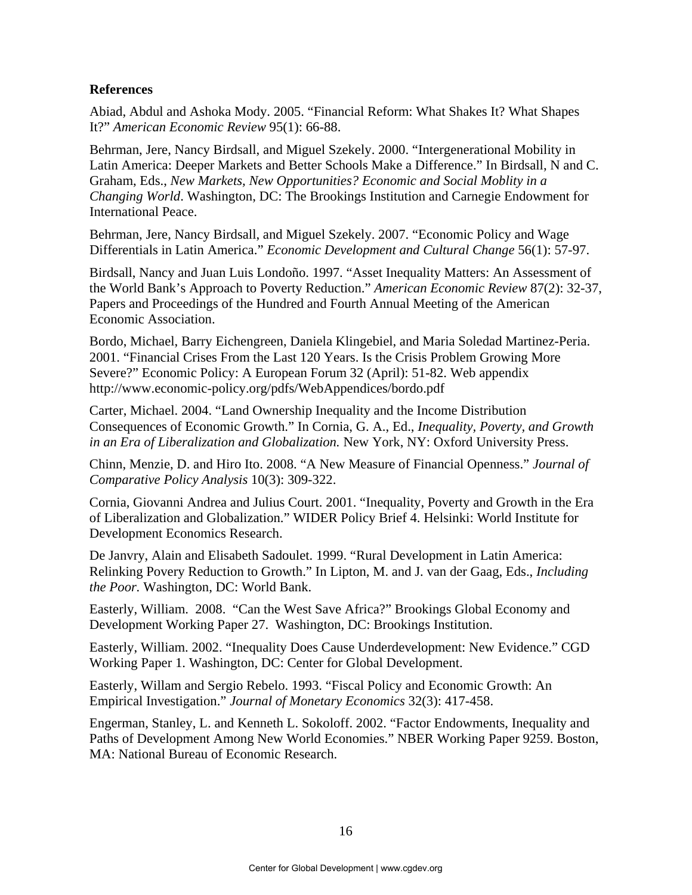**References**

Abiad, Abdul and Ashoka Mody. 2005. "Financial Reform: What Shakes It? What Shapes It?" *American Economic Review* 95(1): 66-88.

Behrman, Jere, Nancy Birdsall, and Miguel Szekely. 2000. "Intergenerational Mobility in Latin America: Deeper Markets and Better Schools Make a Difference." In Birdsall, N and C. Graham, Eds., *New Markets, New Opportunities? Economic and Social Moblity in a Changing World*. Washington, DC: The Brookings Institution and Carnegie Endowment for International Peace.

Behrman, Jere, Nancy Birdsall, and Miguel Szekely. 2007. "Economic Policy and Wage Differentials in Latin America." *Economic Development and Cultural Change* 56(1): 57-97.

Birdsall, Nancy and Juan Luis Londoño. 1997. "Asset Inequality Matters: An Assessment of the World Bank's Approach to Poverty Reduction." *American Economic Review* 87(2): 32-37, Papers and Proceedings of the Hundred and Fourth Annual Meeting of the American Economic Association.

Bordo, Michael, Barry Eichengreen, Daniela Klingebiel, and Maria Soledad Martinez-Peria. 2001. "Financial Crises From the Last 120 Years. Is the Crisis Problem Growing More Severe?" Economic Policy: A European Forum 32 (April): 51-82. Web appendix http://www.economic-policy.org/pdfs/WebAppendices/bordo.pdf

Carter, Michael. 2004. "Land Ownership Inequality and the Income Distribution Consequences of Economic Growth." In Cornia, G. A., Ed., *Inequality, Poverty, and Growth in an Era of Liberalization and Globalization.* New York, NY: Oxford University Press.

Chinn, Menzie, D. and Hiro Ito. 2008. "A New Measure of Financial Openness." *Journal of Comparative Policy Analysis* 10(3): 309-322.

Cornia, Giovanni Andrea and Julius Court. 2001. "Inequality, Poverty and Growth in the Era of Liberalization and Globalization." WIDER Policy Brief 4. Helsinki: World Institute for Development Economics Research.

De Janvry, Alain and Elisabeth Sadoulet. 1999. "Rural Development in Latin America: Relinking Povery Reduction to Growth." In Lipton, M. and J. van der Gaag, Eds., *Including the Poor.* Washington, DC: World Bank.

Easterly, William. 2008. "Can the West Save Africa?" Brookings Global Economy and Development Working Paper 27. Washington, DC: Brookings Institution.

Easterly, William. 2002. "Inequality Does Cause Underdevelopment: New Evidence." CGD Working Paper 1. Washington, DC: Center for Global Development.

Easterly, Willam and Sergio Rebelo. 1993. "Fiscal Policy and Economic Growth: An Empirical Investigation." *Journal of Monetary Economics* 32(3): 417-458.

Engerman, Stanley, L. and Kenneth L. Sokoloff. 2002. "Factor Endowments, Inequality and Paths of Development Among New World Economies." NBER Working Paper 9259. Boston, MA: National Bureau of Economic Research.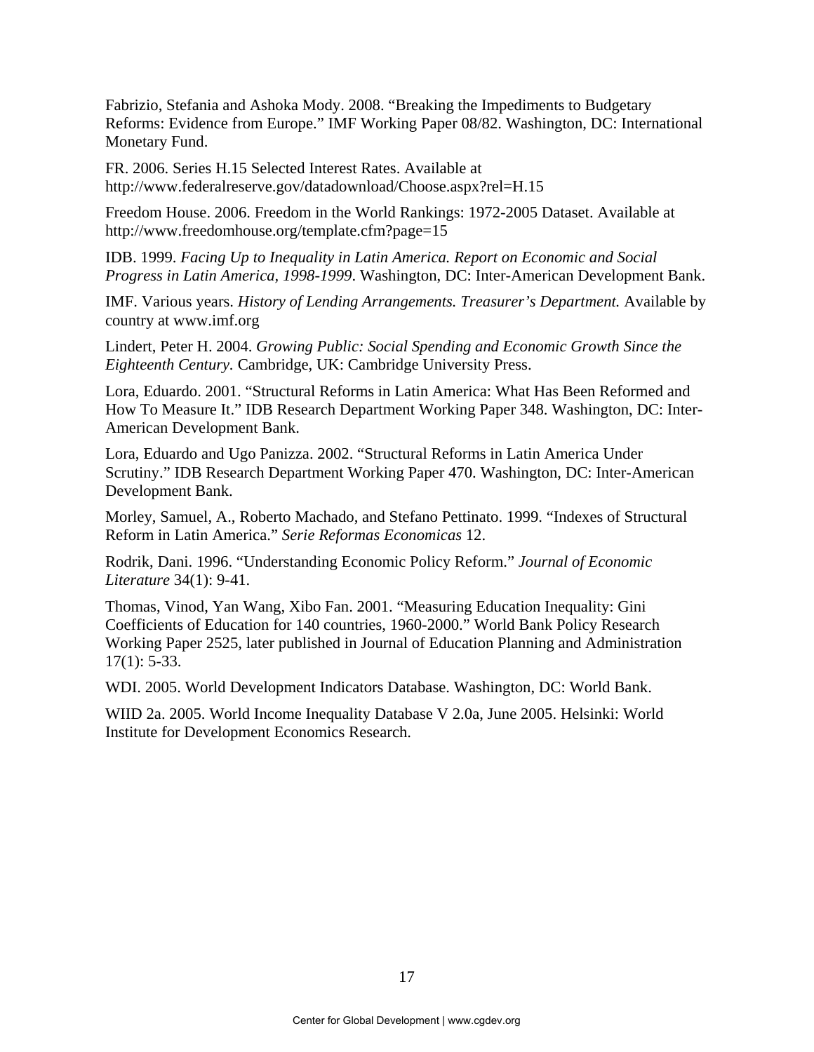Fabrizio, Stefania and Ashoka Mody. 2008. "Breaking the Impediments to Budgetary Reforms: Evidence from Europe." IMF Working Paper 08/82. Washington, DC: International Monetary Fund.

FR. 2006. Series H.15 Selected Interest Rates. Available at http://www.federalreserve.gov/datadownload/Choose.aspx?rel=H.15

Freedom House. 2006. Freedom in the World Rankings: 1972-2005 Dataset. Available at http://www.freedomhouse.org/template.cfm?page=15

IDB. 1999. *Facing Up to Inequality in Latin America. Report on Economic and Social Progress in Latin America, 1998-1999*. Washington, DC: Inter-American Development Bank.

IMF. Various years. *History of Lending Arrangements. Treasurer's Department.* Available by country at www.imf.org

Lindert, Peter H. 2004. *Growing Public: Social Spending and Economic Growth Since the Eighteenth Century.* Cambridge, UK: Cambridge University Press.

Lora, Eduardo. 2001. "Structural Reforms in Latin America: What Has Been Reformed and How To Measure It." IDB Research Department Working Paper 348. Washington, DC: Inter-American Development Bank.

Lora, Eduardo and Ugo Panizza. 2002. "Structural Reforms in Latin America Under Scrutiny." IDB Research Department Working Paper 470. Washington, DC: Inter-American Development Bank.

Morley, Samuel, A., Roberto Machado, and Stefano Pettinato. 1999. "Indexes of Structural Reform in Latin America." *Serie Reformas Economicas* 12.

Rodrik, Dani. 1996. "Understanding Economic Policy Reform." *Journal of Economic Literature* 34(1): 9-41.

Thomas, Vinod, Yan Wang, Xibo Fan. 2001. "Measuring Education Inequality: Gini Coefficients of Education for 140 countries, 1960-2000." World Bank Policy Research Working Paper 2525, later published in Journal of Education Planning and Administration 17(1): 5-33.

WDI. 2005. World Development Indicators Database. Washington, DC: World Bank.

WIID 2a. 2005. World Income Inequality Database V 2.0a, June 2005. Helsinki: World Institute for Development Economics Research.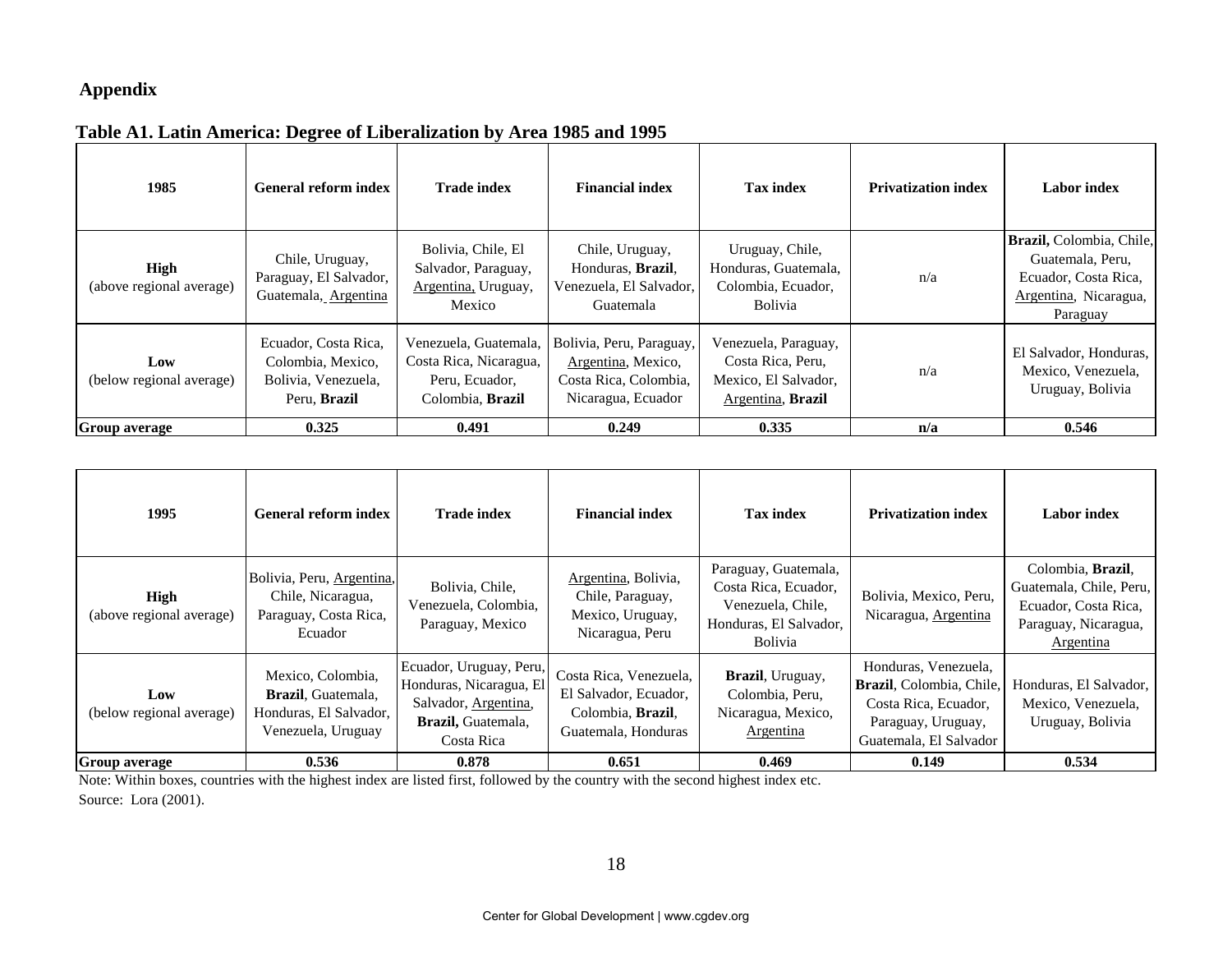## Appendix

**Table A1. Latin America: Degree of Liberalization by Area 1985 and 1995**

| 1985 | General reform index | Trade index | Financial index | Tax index | Privatization index | Labor index |
|---|---|---|---|---|---|---|
| **High** (above regional average) | Chile, Uruguay, Paraguay, El Salvador, Guatemala, Argentina | Bolivia, Chile, El Salvador, Paraguay, Argentina, Uruguay, Mexico | Chile, Uruguay, Honduras, **Brazil**, Venezuela, El Salvador, Guatemala | Uruguay, Chile, Honduras, Guatemala, Colombia, Ecuador, Bolivia | n/a | **Brazil,** Colombia, Chile, Guatemala, Peru, Ecuador, Costa Rica, Argentina, Nicaragua, Paraguay |
| **Low** (below regional average) | Ecuador, Costa Rica, Colombia, Mexico, Bolivia, Venezuela, Peru, **Brazil** | Venezuela, Guatemala, Costa Rica, Nicaragua, Peru, Ecuador, Colombia, **Brazil** | Bolivia, Peru, Paraguay, Argentina, Mexico, Costa Rica, Colombia, Nicaragua, Ecuador | Venezuela, Paraguay, Costa Rica, Peru, Mexico, El Salvador, Argentina, **Brazil** | n/a | El Salvador, Honduras, Mexico, Venezuela, Uruguay, Bolivia |
| **Group average** | **0.325** | **0.491** | **0.249** | **0.335** | **n/a** | **0.546** |

| 1995 | General reform index | Trade index | Financial index | Tax index | Privatization index | Labor index |
|---|---|---|---|---|---|---|
| **High** (above regional average) | Bolivia, Peru, Argentina, Chile, Nicaragua, Paraguay, Costa Rica, Ecuador | Bolivia, Chile, Venezuela, Colombia, Paraguay, Mexico | Argentina, Bolivia, Chile, Paraguay, Mexico, Uruguay, Nicaragua, Peru | Paraguay, Guatemala, Costa Rica, Ecuador, Venezuela, Chile, Honduras, El Salvador, Bolivia | Bolivia, Mexico, Peru, Nicaragua, Argentina | Colombia, **Brazil**, Guatemala, Chile, Peru, Ecuador, Costa Rica, Paraguay, Nicaragua, Argentina |
| **Low** (below regional average) | Mexico, Colombia, **Brazil**, Guatemala, Honduras, El Salvador, Venezuela, Uruguay | Ecuador, Uruguay, Peru, Honduras, Nicaragua, El Salvador, Argentina, **Brazil,** Guatemala, Costa Rica | Costa Rica, Venezuela, El Salvador, Ecuador, Colombia, **Brazil**, Guatemala, Honduras | **Brazil**, Uruguay, Colombia, Peru, Nicaragua, Mexico, Argentina | Honduras, Venezuela, **Brazil**, Colombia, Chile, Costa Rica, Ecuador, Paraguay, Uruguay, Guatemala, El Salvador | Honduras, El Salvador, Mexico, Venezuela, Uruguay, Bolivia |
| **Group average** | **0.536** | **0.878** | **0.651** | **0.469** | **0.149** | **0.534** |

Note: Within boxes, countries with the highest index are listed first, followed by the country with the second highest index etc.

Source: Lora (2001).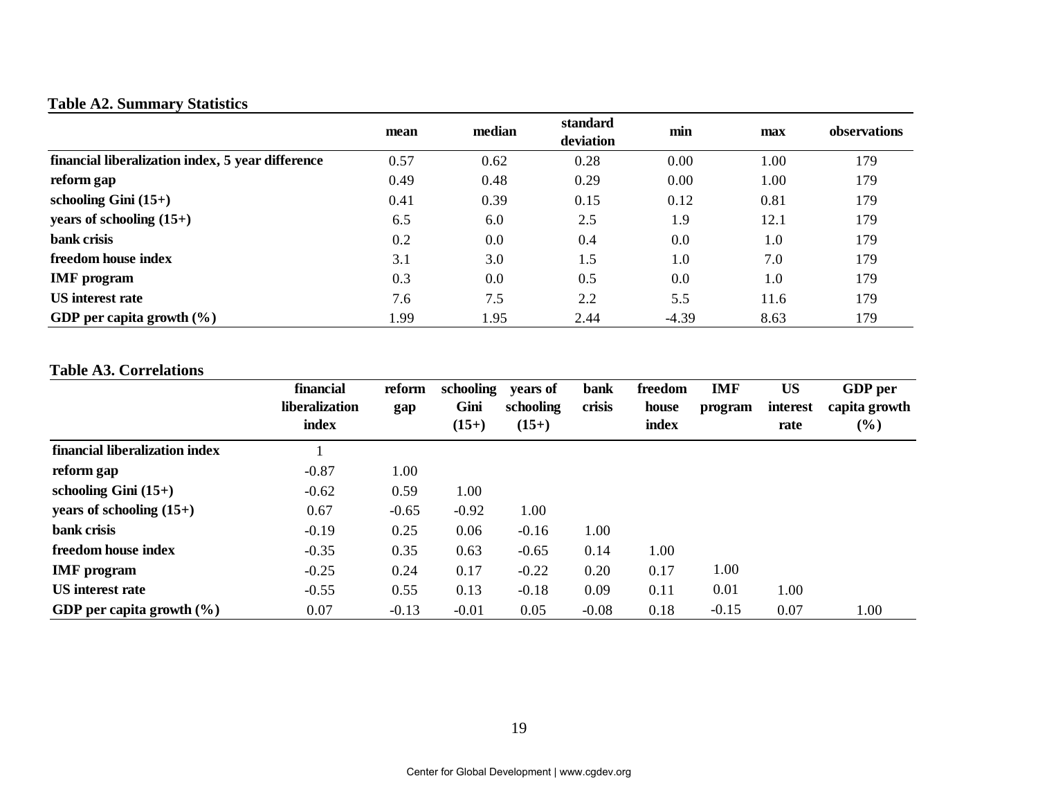**Table A2. Summary Statistics**

| | mean | median | standard deviation | min | max | observations |
|---|---|---|---|---|---|---|
| **financial liberalization index, 5 year difference** | 0.57 | 0.62 | 0.28 | 0.00 | 1.00 | 179 |
| **reform gap** | 0.49 | 0.48 | 0.29 | 0.00 | 1.00 | 179 |
| **schooling Gini (15+)** | 0.41 | 0.39 | 0.15 | 0.12 | 0.81 | 179 |
| **years of schooling (15+)** | 6.5 | 6.0 | 2.5 | 1.9 | 12.1 | 179 |
| **bank crisis** | 0.2 | 0.0 | 0.4 | 0.0 | 1.0 | 179 |
| **freedom house index** | 3.1 | 3.0 | 1.5 | 1.0 | 7.0 | 179 |
| **IMF program** | 0.3 | 0.0 | 0.5 | 0.0 | 1.0 | 179 |
| **US interest rate** | 7.6 | 7.5 | 2.2 | 5.5 | 11.6 | 179 |
| **GDP per capita growth (%)** | 1.99 | 1.95 | 2.44 | -4.39 | 8.63 | 179 |

**Table A3. Correlations**

| | financial liberalization index | reform gap | schooling Gini (15+) | years of schooling (15+) | bank crisis | freedom house index | IMF program | US interest rate | GDP per capita growth (%) |
|---|---|---|---|---|---|---|---|---|---|
| **financial liberalization index** | 1 | | | | | | | | |
| **reform gap** | -0.87 | 1.00 | | | | | | | |
| **schooling Gini (15+)** | -0.62 | 0.59 | 1.00 | | | | | | |
| **years of schooling (15+)** | 0.67 | -0.65 | -0.92 | 1.00 | | | | | |
| **bank crisis** | -0.19 | 0.25 | 0.06 | -0.16 | 1.00 | | | | |
| **freedom house index** | -0.35 | 0.35 | 0.63 | -0.65 | 0.14 | 1.00 | | | |
| **IMF program** | -0.25 | 0.24 | 0.17 | -0.22 | 0.20 | 0.17 | 1.00 | | |
| **US interest rate** | -0.55 | 0.55 | 0.13 | -0.18 | 0.09 | 0.11 | 0.01 | 1.00 | |
| **GDP per capita growth (%)** | 0.07 | -0.13 | -0.01 | 0.05 | -0.08 | 0.18 | -0.15 | 0.07 | 1.00 |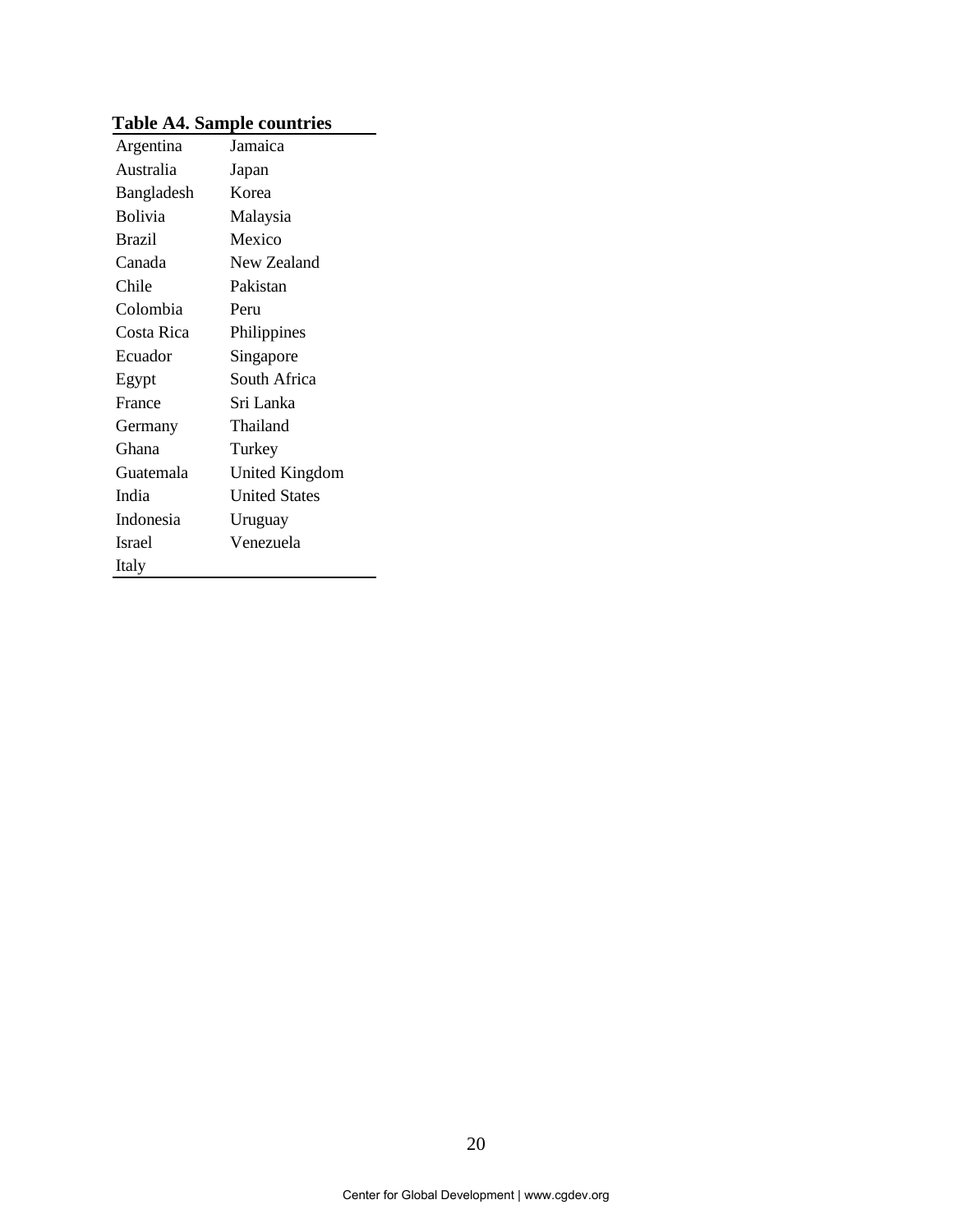**Table A4. Sample countries**

| | |
|---|---|
| Argentina | Jamaica |
| Australia | Japan |
| Bangladesh | Korea |
| Bolivia | Malaysia |
| Brazil | Mexico |
| Canada | New Zealand |
| Chile | Pakistan |
| Colombia | Peru |
| Costa Rica | Philippines |
| Ecuador | Singapore |
| Egypt | South Africa |
| France | Sri Lanka |
| Germany | Thailand |
| Ghana | Turkey |
| Guatemala | United Kingdom |
| India | United States |
| Indonesia | Uruguay |
| Israel | Venezuela |
| Italy | |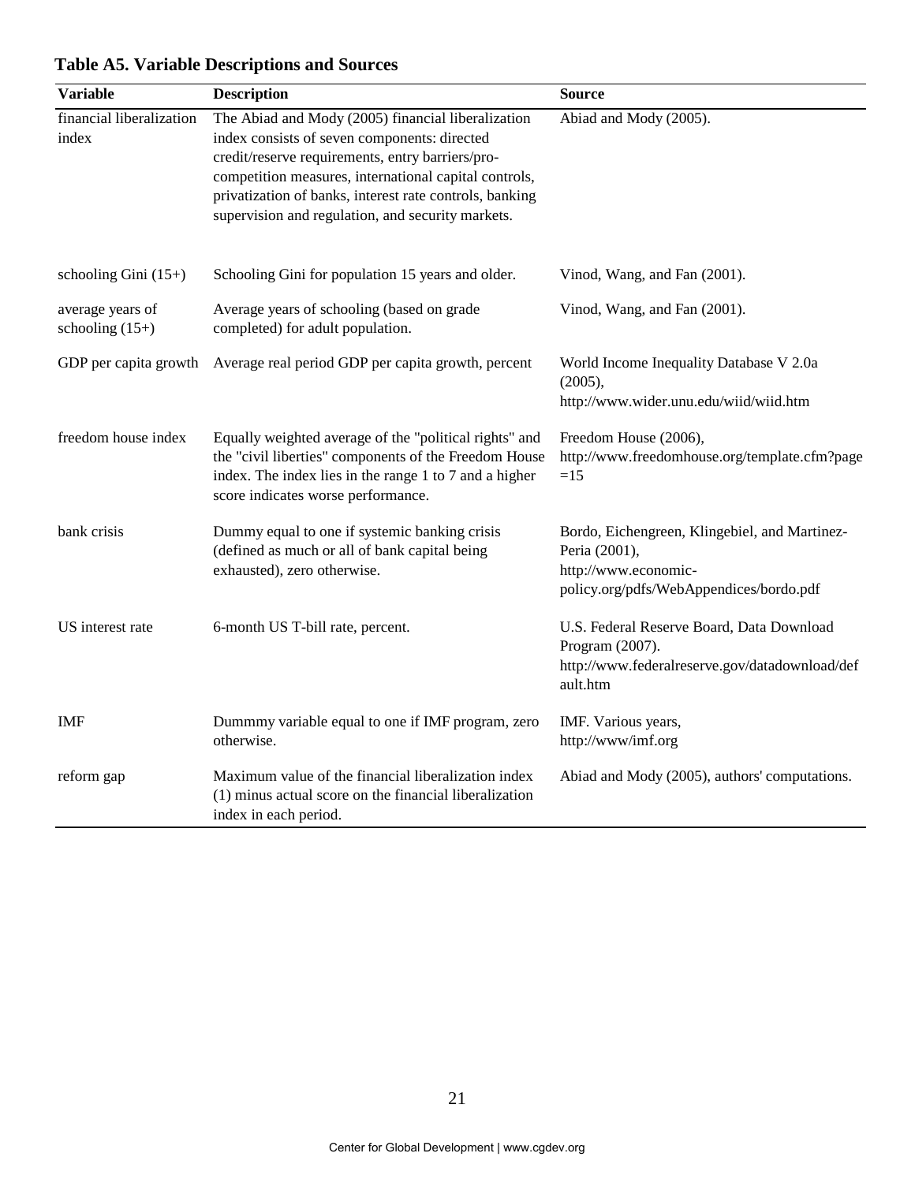**Table A5. Variable Descriptions and Sources**

| Variable | Description | Source |
|---|---|---|
| financial liberalization index | The Abiad and Mody (2005) financial liberalization index consists of seven components: directed credit/reserve requirements, entry barriers/pro-competition measures, international capital controls, privatization of banks, interest rate controls, banking supervision and regulation, and security markets. | Abiad and Mody (2005). |
| schooling Gini (15+) | Schooling Gini for population 15 years and older. | Vinod, Wang, and Fan (2001). |
| average years of schooling (15+) | Average years of schooling (based on grade completed) for adult population. | Vinod, Wang, and Fan (2001). |
| GDP per capita growth | Average real period GDP per capita growth, percent | World Income Inequality Database V 2.0a (2005), http://www.wider.unu.edu/wiid/wiid.htm |
| freedom house index | Equally weighted average of the "political rights" and the "civil liberties" components of the Freedom House index. The index lies in the range 1 to 7 and a higher score indicates worse performance. | Freedom House (2006), http://www.freedomhouse.org/template.cfm?page=15 |
| bank crisis | Dummy equal to one if systemic banking crisis (defined as much or all of bank capital being exhausted), zero otherwise. | Bordo, Eichengreen, Klingebiel, and Martinez-Peria (2001), http://www.economic-policy.org/pdfs/WebAppendices/bordo.pdf |
| US interest rate | 6-month US T-bill rate, percent. | U.S. Federal Reserve Board, Data Download Program (2007). http://www.federalreserve.gov/datadownload/default.htm |
| IMF | Dummmy variable equal to one if IMF program, zero otherwise. | IMF. Various years, http://www/imf.org |
| reform gap | Maximum value of the financial liberalization index (1) minus actual score on the financial liberalization index in each period. | Abiad and Mody (2005), authors' computations. |